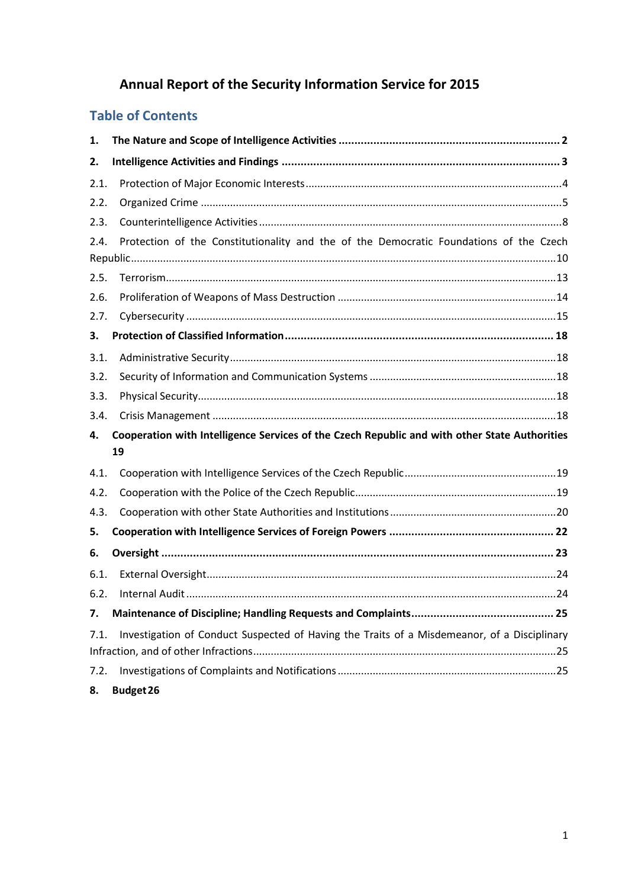# Annual Report of the Security Information Service for 2015

## Table of Contents

1. **The Nature and Scope of Intelligence Activities** .......... 2
2. **Intelligence Activities and Findings** .......... 3
   - 2.1. Protection of Major Economic Interests .......... 4
   - 2.2. Organized Crime .......... 5
   - 2.3. Counterintelligence Activities .......... 8
   - 2.4. Protection of the Constitutionality and the of the Democratic Foundations of the Czech Republic .......... 10
   - 2.5. Terrorism .......... 13
   - 2.6. Proliferation of Weapons of Mass Destruction .......... 14
   - 2.7. Cybersecurity .......... 15
3. **Protection of Classified Information** .......... 18
   - 3.1. Administrative Security .......... 18
   - 3.2. Security of Information and Communication Systems .......... 18
   - 3.3. Physical Security .......... 18
   - 3.4. Crisis Management .......... 18
4. **Cooperation with Intelligence Services of the Czech Republic and with other State Authorities** 19
   - 4.1. Cooperation with Intelligence Services of the Czech Republic .......... 19
   - 4.2. Cooperation with the Police of the Czech Republic .......... 19
   - 4.3. Cooperation with other State Authorities and Institutions .......... 20
5. **Cooperation with Intelligence Services of Foreign Powers** .......... 22
6. **Oversight** .......... 23
   - 6.1. External Oversight .......... 24
   - 6.2. Internal Audit .......... 24
7. **Maintenance of Discipline; Handling Requests and Complaints** .......... 25
   - 7.1. Investigation of Conduct Suspected of Having the Traits of a Misdemeanor, of a Disciplinary Infraction, and of other Infractions .......... 25
   - 7.2. Investigations of Complaints and Notifications .......... 25
8. **Budget** 26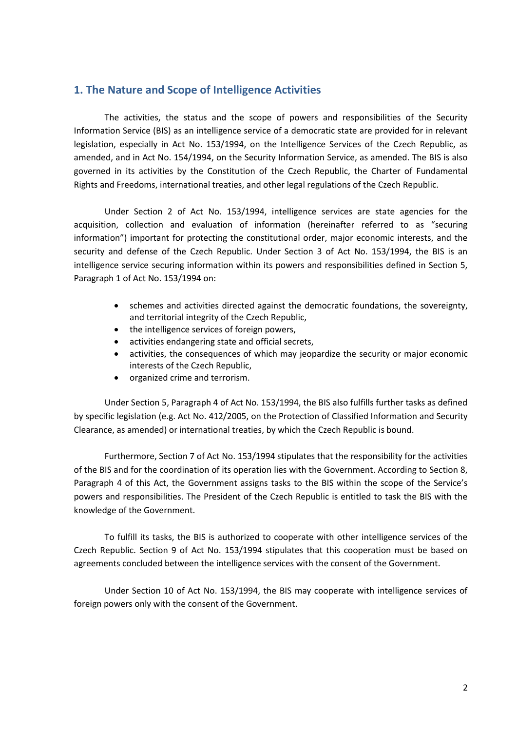## 1. The Nature and Scope of Intelligence Activities

The activities, the status and the scope of powers and responsibilities of the Security Information Service (BIS) as an intelligence service of a democratic state are provided for in relevant legislation, especially in Act No. 153/1994, on the Intelligence Services of the Czech Republic, as amended, and in Act No. 154/1994, on the Security Information Service, as amended. The BIS is also governed in its activities by the Constitution of the Czech Republic, the Charter of Fundamental Rights and Freedoms, international treaties, and other legal regulations of the Czech Republic.

Under Section 2 of Act No. 153/1994, intelligence services are state agencies for the acquisition, collection and evaluation of information (hereinafter referred to as "securing information") important for protecting the constitutional order, major economic interests, and the security and defense of the Czech Republic. Under Section 3 of Act No. 153/1994, the BIS is an intelligence service securing information within its powers and responsibilities defined in Section 5, Paragraph 1 of Act No. 153/1994 on:

- schemes and activities directed against the democratic foundations, the sovereignty, and territorial integrity of the Czech Republic,
- the intelligence services of foreign powers,
- activities endangering state and official secrets,
- activities, the consequences of which may jeopardize the security or major economic interests of the Czech Republic,
- organized crime and terrorism.

Under Section 5, Paragraph 4 of Act No. 153/1994, the BIS also fulfills further tasks as defined by specific legislation (e.g. Act No. 412/2005, on the Protection of Classified Information and Security Clearance, as amended) or international treaties, by which the Czech Republic is bound.

Furthermore, Section 7 of Act No. 153/1994 stipulates that the responsibility for the activities of the BIS and for the coordination of its operation lies with the Government. According to Section 8, Paragraph 4 of this Act, the Government assigns tasks to the BIS within the scope of the Service's powers and responsibilities. The President of the Czech Republic is entitled to task the BIS with the knowledge of the Government.

To fulfill its tasks, the BIS is authorized to cooperate with other intelligence services of the Czech Republic. Section 9 of Act No. 153/1994 stipulates that this cooperation must be based on agreements concluded between the intelligence services with the consent of the Government.

Under Section 10 of Act No. 153/1994, the BIS may cooperate with intelligence services of foreign powers only with the consent of the Government.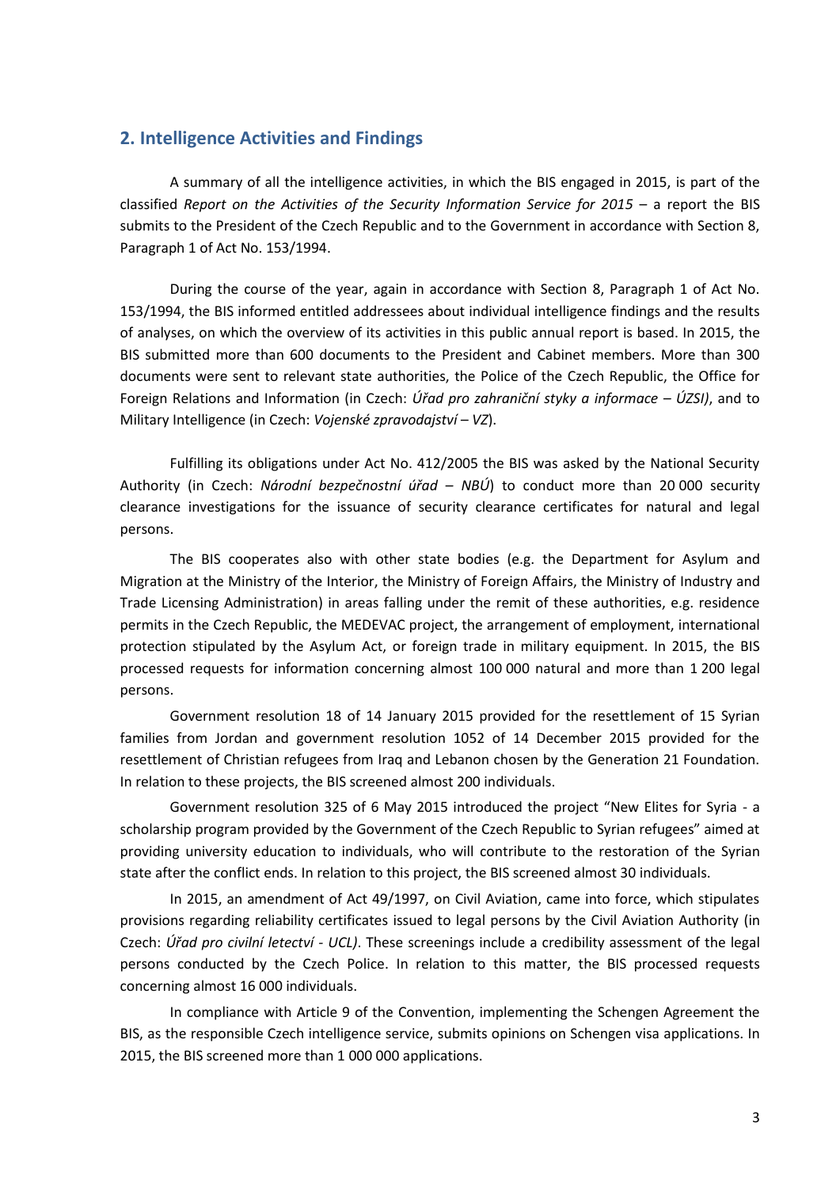## 2. Intelligence Activities and Findings

A summary of all the intelligence activities, in which the BIS engaged in 2015, is part of the classified *Report on the Activities of the Security Information Service for 2015* – a report the BIS submits to the President of the Czech Republic and to the Government in accordance with Section 8, Paragraph 1 of Act No. 153/1994.

During the course of the year, again in accordance with Section 8, Paragraph 1 of Act No. 153/1994, the BIS informed entitled addressees about individual intelligence findings and the results of analyses, on which the overview of its activities in this public annual report is based. In 2015, the BIS submitted more than 600 documents to the President and Cabinet members. More than 300 documents were sent to relevant state authorities, the Police of the Czech Republic, the Office for Foreign Relations and Information (in Czech: *Úřad pro zahraniční styky a informace – ÚZSI)*, and to Military Intelligence (in Czech: *Vojenské zpravodajství – VZ*).

Fulfilling its obligations under Act No. 412/2005 the BIS was asked by the National Security Authority (in Czech: *Národní bezpečnostní úřad – NBÚ*) to conduct more than 20 000 security clearance investigations for the issuance of security clearance certificates for natural and legal persons.

The BIS cooperates also with other state bodies (e.g. the Department for Asylum and Migration at the Ministry of the Interior, the Ministry of Foreign Affairs, the Ministry of Industry and Trade Licensing Administration) in areas falling under the remit of these authorities, e.g. residence permits in the Czech Republic, the MEDEVAC project, the arrangement of employment, international protection stipulated by the Asylum Act, or foreign trade in military equipment. In 2015, the BIS processed requests for information concerning almost 100 000 natural and more than 1 200 legal persons.

Government resolution 18 of 14 January 2015 provided for the resettlement of 15 Syrian families from Jordan and government resolution 1052 of 14 December 2015 provided for the resettlement of Christian refugees from Iraq and Lebanon chosen by the Generation 21 Foundation. In relation to these projects, the BIS screened almost 200 individuals.

Government resolution 325 of 6 May 2015 introduced the project "New Elites for Syria - a scholarship program provided by the Government of the Czech Republic to Syrian refugees" aimed at providing university education to individuals, who will contribute to the restoration of the Syrian state after the conflict ends. In relation to this project, the BIS screened almost 30 individuals.

In 2015, an amendment of Act 49/1997, on Civil Aviation, came into force, which stipulates provisions regarding reliability certificates issued to legal persons by the Civil Aviation Authority (in Czech: *Úřad pro civilní letectví - UCL)*. These screenings include a credibility assessment of the legal persons conducted by the Czech Police. In relation to this matter, the BIS processed requests concerning almost 16 000 individuals.

In compliance with Article 9 of the Convention, implementing the Schengen Agreement the BIS, as the responsible Czech intelligence service, submits opinions on Schengen visa applications. In 2015, the BIS screened more than 1 000 000 applications.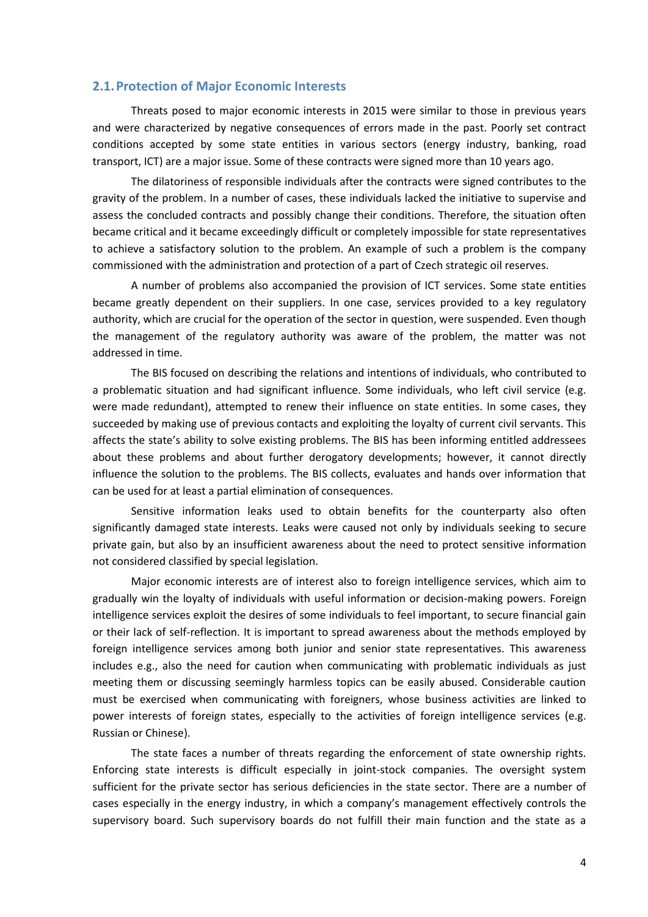## 2.1. Protection of Major Economic Interests

Threats posed to major economic interests in 2015 were similar to those in previous years and were characterized by negative consequences of errors made in the past. Poorly set contract conditions accepted by some state entities in various sectors (energy industry, banking, road transport, ICT) are a major issue. Some of these contracts were signed more than 10 years ago.

The dilatoriness of responsible individuals after the contracts were signed contributes to the gravity of the problem. In a number of cases, these individuals lacked the initiative to supervise and assess the concluded contracts and possibly change their conditions. Therefore, the situation often became critical and it became exceedingly difficult or completely impossible for state representatives to achieve a satisfactory solution to the problem. An example of such a problem is the company commissioned with the administration and protection of a part of Czech strategic oil reserves.

A number of problems also accompanied the provision of ICT services. Some state entities became greatly dependent on their suppliers. In one case, services provided to a key regulatory authority, which are crucial for the operation of the sector in question, were suspended. Even though the management of the regulatory authority was aware of the problem, the matter was not addressed in time.

The BIS focused on describing the relations and intentions of individuals, who contributed to a problematic situation and had significant influence. Some individuals, who left civil service (e.g. were made redundant), attempted to renew their influence on state entities. In some cases, they succeeded by making use of previous contacts and exploiting the loyalty of current civil servants. This affects the state's ability to solve existing problems. The BIS has been informing entitled addressees about these problems and about further derogatory developments; however, it cannot directly influence the solution to the problems. The BIS collects, evaluates and hands over information that can be used for at least a partial elimination of consequences.

Sensitive information leaks used to obtain benefits for the counterparty also often significantly damaged state interests. Leaks were caused not only by individuals seeking to secure private gain, but also by an insufficient awareness about the need to protect sensitive information not considered classified by special legislation.

Major economic interests are of interest also to foreign intelligence services, which aim to gradually win the loyalty of individuals with useful information or decision-making powers. Foreign intelligence services exploit the desires of some individuals to feel important, to secure financial gain or their lack of self-reflection. It is important to spread awareness about the methods employed by foreign intelligence services among both junior and senior state representatives. This awareness includes e.g., also the need for caution when communicating with problematic individuals as just meeting them or discussing seemingly harmless topics can be easily abused. Considerable caution must be exercised when communicating with foreigners, whose business activities are linked to power interests of foreign states, especially to the activities of foreign intelligence services (e.g. Russian or Chinese).

The state faces a number of threats regarding the enforcement of state ownership rights. Enforcing state interests is difficult especially in joint-stock companies. The oversight system sufficient for the private sector has serious deficiencies in the state sector. There are a number of cases especially in the energy industry, in which a company's management effectively controls the supervisory board. Such supervisory boards do not fulfill their main function and the state as a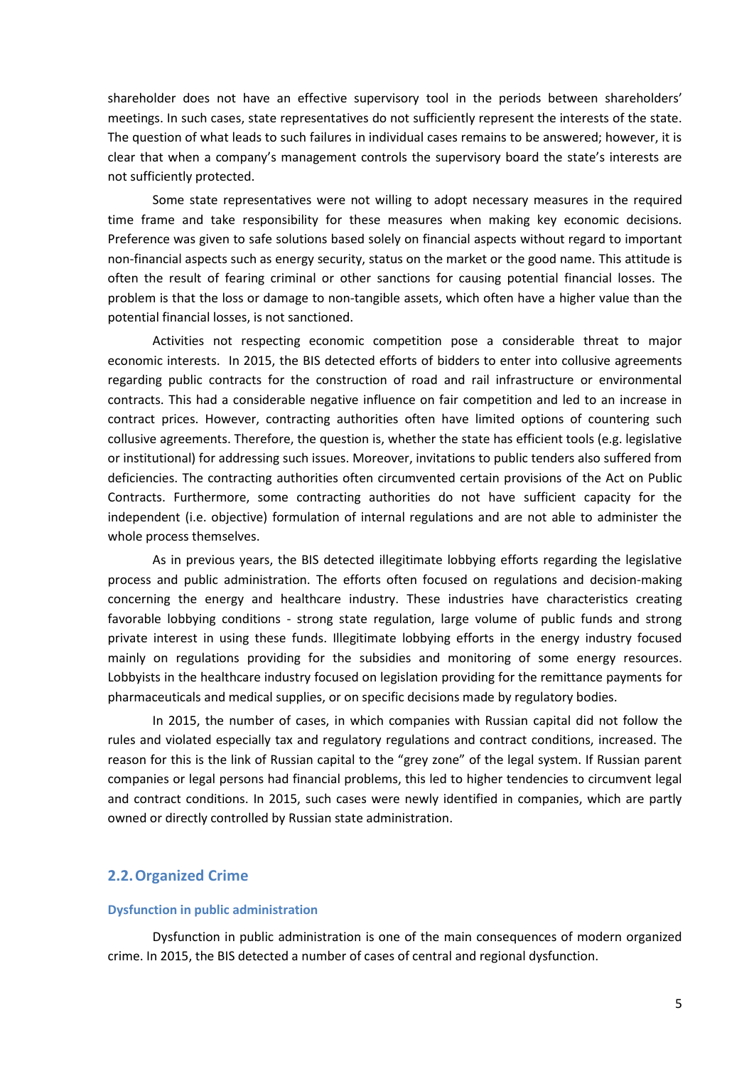shareholder does not have an effective supervisory tool in the periods between shareholders' meetings. In such cases, state representatives do not sufficiently represent the interests of the state. The question of what leads to such failures in individual cases remains to be answered; however, it is clear that when a company's management controls the supervisory board the state's interests are not sufficiently protected.

Some state representatives were not willing to adopt necessary measures in the required time frame and take responsibility for these measures when making key economic decisions. Preference was given to safe solutions based solely on financial aspects without regard to important non-financial aspects such as energy security, status on the market or the good name. This attitude is often the result of fearing criminal or other sanctions for causing potential financial losses. The problem is that the loss or damage to non-tangible assets, which often have a higher value than the potential financial losses, is not sanctioned.

Activities not respecting economic competition pose a considerable threat to major economic interests. In 2015, the BIS detected efforts of bidders to enter into collusive agreements regarding public contracts for the construction of road and rail infrastructure or environmental contracts. This had a considerable negative influence on fair competition and led to an increase in contract prices. However, contracting authorities often have limited options of countering such collusive agreements. Therefore, the question is, whether the state has efficient tools (e.g. legislative or institutional) for addressing such issues. Moreover, invitations to public tenders also suffered from deficiencies. The contracting authorities often circumvented certain provisions of the Act on Public Contracts. Furthermore, some contracting authorities do not have sufficient capacity for the independent (i.e. objective) formulation of internal regulations and are not able to administer the whole process themselves.

As in previous years, the BIS detected illegitimate lobbying efforts regarding the legislative process and public administration. The efforts often focused on regulations and decision-making concerning the energy and healthcare industry. These industries have characteristics creating favorable lobbying conditions - strong state regulation, large volume of public funds and strong private interest in using these funds. Illegitimate lobbying efforts in the energy industry focused mainly on regulations providing for the subsidies and monitoring of some energy resources. Lobbyists in the healthcare industry focused on legislation providing for the remittance payments for pharmaceuticals and medical supplies, or on specific decisions made by regulatory bodies.

In 2015, the number of cases, in which companies with Russian capital did not follow the rules and violated especially tax and regulatory regulations and contract conditions, increased. The reason for this is the link of Russian capital to the "grey zone" of the legal system. If Russian parent companies or legal persons had financial problems, this led to higher tendencies to circumvent legal and contract conditions. In 2015, such cases were newly identified in companies, which are partly owned or directly controlled by Russian state administration.

## 2.2. Organized Crime

### Dysfunction in public administration

Dysfunction in public administration is one of the main consequences of modern organized crime. In 2015, the BIS detected a number of cases of central and regional dysfunction.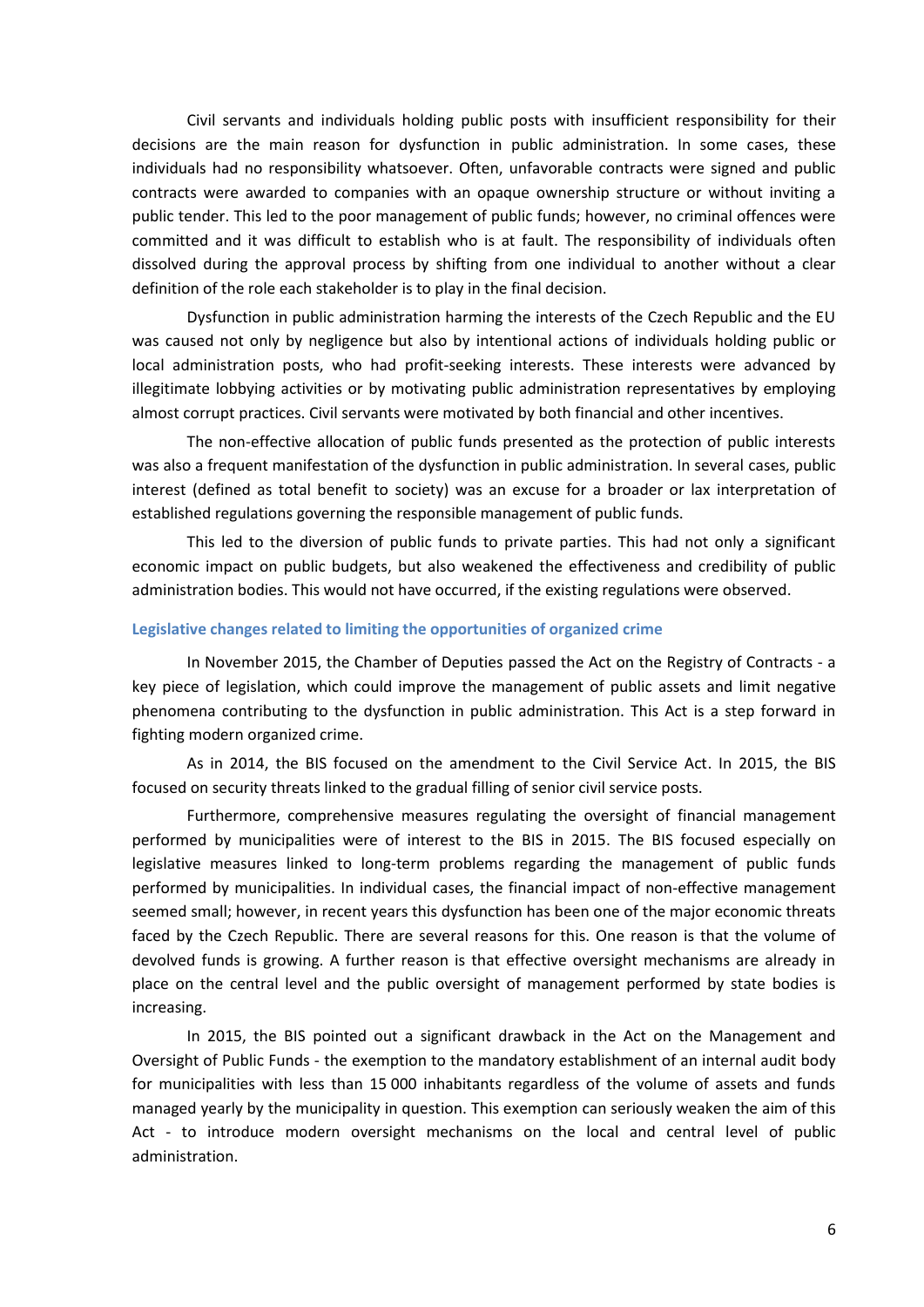Civil servants and individuals holding public posts with insufficient responsibility for their decisions are the main reason for dysfunction in public administration. In some cases, these individuals had no responsibility whatsoever. Often, unfavorable contracts were signed and public contracts were awarded to companies with an opaque ownership structure or without inviting a public tender. This led to the poor management of public funds; however, no criminal offences were committed and it was difficult to establish who is at fault. The responsibility of individuals often dissolved during the approval process by shifting from one individual to another without a clear definition of the role each stakeholder is to play in the final decision.

Dysfunction in public administration harming the interests of the Czech Republic and the EU was caused not only by negligence but also by intentional actions of individuals holding public or local administration posts, who had profit-seeking interests. These interests were advanced by illegitimate lobbying activities or by motivating public administration representatives by employing almost corrupt practices. Civil servants were motivated by both financial and other incentives.

The non-effective allocation of public funds presented as the protection of public interests was also a frequent manifestation of the dysfunction in public administration. In several cases, public interest (defined as total benefit to society) was an excuse for a broader or lax interpretation of established regulations governing the responsible management of public funds.

This led to the diversion of public funds to private parties. This had not only a significant economic impact on public budgets, but also weakened the effectiveness and credibility of public administration bodies. This would not have occurred, if the existing regulations were observed.

### Legislative changes related to limiting the opportunities of organized crime

In November 2015, the Chamber of Deputies passed the Act on the Registry of Contracts - a key piece of legislation, which could improve the management of public assets and limit negative phenomena contributing to the dysfunction in public administration. This Act is a step forward in fighting modern organized crime.

As in 2014, the BIS focused on the amendment to the Civil Service Act. In 2015, the BIS focused on security threats linked to the gradual filling of senior civil service posts.

Furthermore, comprehensive measures regulating the oversight of financial management performed by municipalities were of interest to the BIS in 2015. The BIS focused especially on legislative measures linked to long-term problems regarding the management of public funds performed by municipalities. In individual cases, the financial impact of non-effective management seemed small; however, in recent years this dysfunction has been one of the major economic threats faced by the Czech Republic. There are several reasons for this. One reason is that the volume of devolved funds is growing. A further reason is that effective oversight mechanisms are already in place on the central level and the public oversight of management performed by state bodies is increasing.

In 2015, the BIS pointed out a significant drawback in the Act on the Management and Oversight of Public Funds - the exemption to the mandatory establishment of an internal audit body for municipalities with less than 15 000 inhabitants regardless of the volume of assets and funds managed yearly by the municipality in question. This exemption can seriously weaken the aim of this Act - to introduce modern oversight mechanisms on the local and central level of public administration.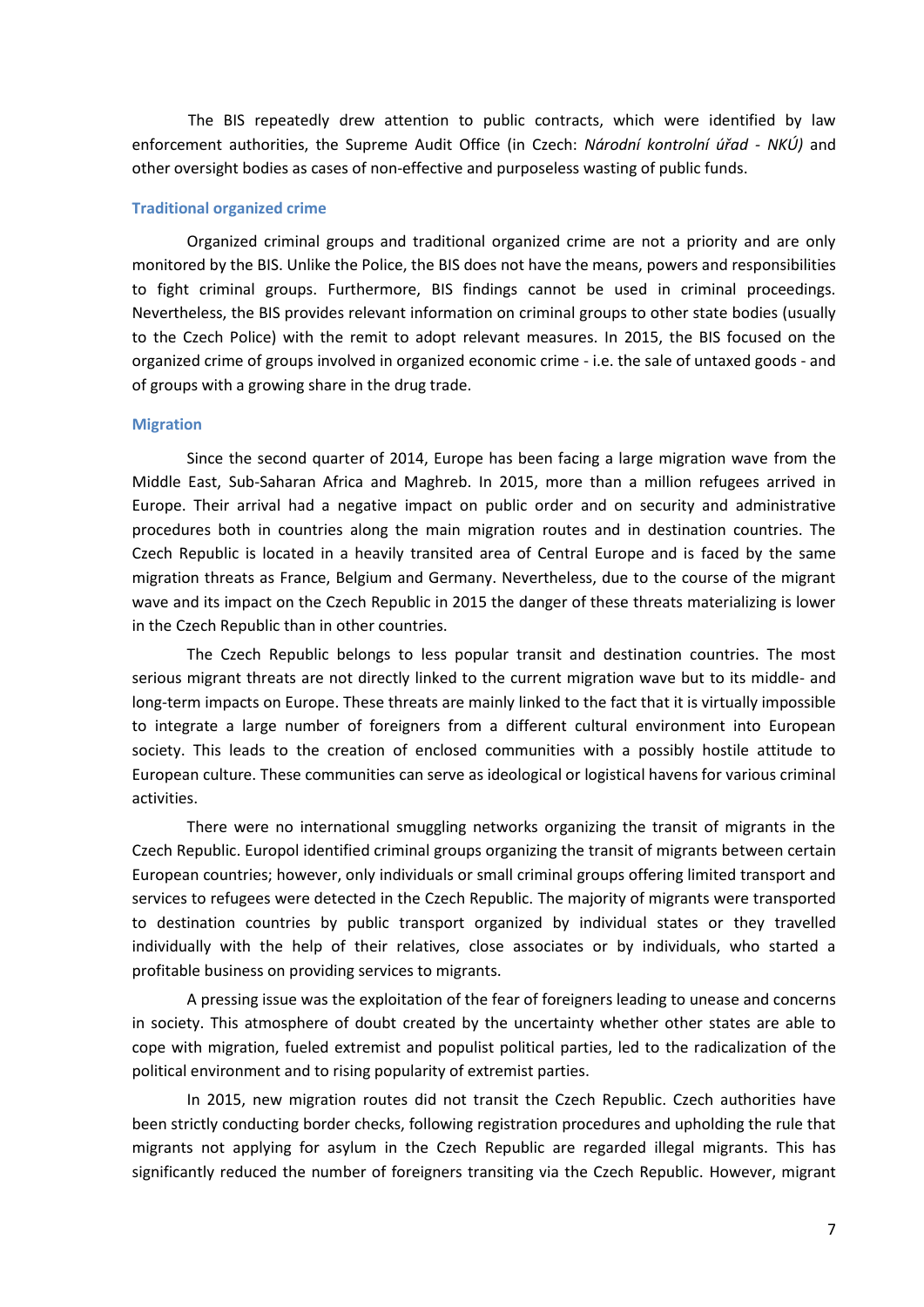The BIS repeatedly drew attention to public contracts, which were identified by law enforcement authorities, the Supreme Audit Office (in Czech: *Národní kontrolní úřad - NKÚ)* and other oversight bodies as cases of non-effective and purposeless wasting of public funds.

### Traditional organized crime

Organized criminal groups and traditional organized crime are not a priority and are only monitored by the BIS. Unlike the Police, the BIS does not have the means, powers and responsibilities to fight criminal groups. Furthermore, BIS findings cannot be used in criminal proceedings. Nevertheless, the BIS provides relevant information on criminal groups to other state bodies (usually to the Czech Police) with the remit to adopt relevant measures. In 2015, the BIS focused on the organized crime of groups involved in organized economic crime - i.e. the sale of untaxed goods - and of groups with a growing share in the drug trade.

### Migration

Since the second quarter of 2014, Europe has been facing a large migration wave from the Middle East, Sub-Saharan Africa and Maghreb. In 2015, more than a million refugees arrived in Europe. Their arrival had a negative impact on public order and on security and administrative procedures both in countries along the main migration routes and in destination countries. The Czech Republic is located in a heavily transited area of Central Europe and is faced by the same migration threats as France, Belgium and Germany. Nevertheless, due to the course of the migrant wave and its impact on the Czech Republic in 2015 the danger of these threats materializing is lower in the Czech Republic than in other countries.

The Czech Republic belongs to less popular transit and destination countries. The most serious migrant threats are not directly linked to the current migration wave but to its middle- and long-term impacts on Europe. These threats are mainly linked to the fact that it is virtually impossible to integrate a large number of foreigners from a different cultural environment into European society. This leads to the creation of enclosed communities with a possibly hostile attitude to European culture. These communities can serve as ideological or logistical havens for various criminal activities.

There were no international smuggling networks organizing the transit of migrants in the Czech Republic. Europol identified criminal groups organizing the transit of migrants between certain European countries; however, only individuals or small criminal groups offering limited transport and services to refugees were detected in the Czech Republic. The majority of migrants were transported to destination countries by public transport organized by individual states or they travelled individually with the help of their relatives, close associates or by individuals, who started a profitable business on providing services to migrants.

A pressing issue was the exploitation of the fear of foreigners leading to unease and concerns in society. This atmosphere of doubt created by the uncertainty whether other states are able to cope with migration, fueled extremist and populist political parties, led to the radicalization of the political environment and to rising popularity of extremist parties.

In 2015, new migration routes did not transit the Czech Republic. Czech authorities have been strictly conducting border checks, following registration procedures and upholding the rule that migrants not applying for asylum in the Czech Republic are regarded illegal migrants. This has significantly reduced the number of foreigners transiting via the Czech Republic. However, migrant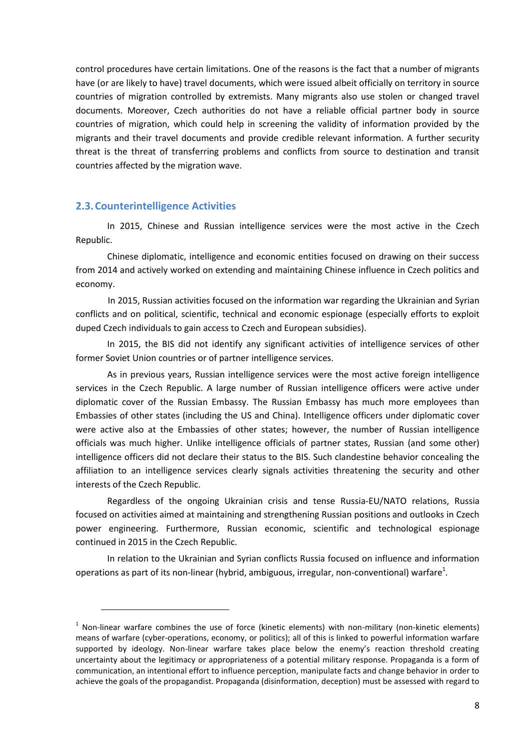control procedures have certain limitations. One of the reasons is the fact that a number of migrants have (or are likely to have) travel documents, which were issued albeit officially on territory in source countries of migration controlled by extremists. Many migrants also use stolen or changed travel documents. Moreover, Czech authorities do not have a reliable official partner body in source countries of migration, which could help in screening the validity of information provided by the migrants and their travel documents and provide credible relevant information. A further security threat is the threat of transferring problems and conflicts from source to destination and transit countries affected by the migration wave.

## 2.3. Counterintelligence Activities

In 2015, Chinese and Russian intelligence services were the most active in the Czech Republic.

Chinese diplomatic, intelligence and economic entities focused on drawing on their success from 2014 and actively worked on extending and maintaining Chinese influence in Czech politics and economy.

In 2015, Russian activities focused on the information war regarding the Ukrainian and Syrian conflicts and on political, scientific, technical and economic espionage (especially efforts to exploit duped Czech individuals to gain access to Czech and European subsidies).

In 2015, the BIS did not identify any significant activities of intelligence services of other former Soviet Union countries or of partner intelligence services.

As in previous years, Russian intelligence services were the most active foreign intelligence services in the Czech Republic. A large number of Russian intelligence officers were active under diplomatic cover of the Russian Embassy. The Russian Embassy has much more employees than Embassies of other states (including the US and China). Intelligence officers under diplomatic cover were active also at the Embassies of other states; however, the number of Russian intelligence officials was much higher. Unlike intelligence officials of partner states, Russian (and some other) intelligence officers did not declare their status to the BIS. Such clandestine behavior concealing the affiliation to an intelligence services clearly signals activities threatening the security and other interests of the Czech Republic.

Regardless of the ongoing Ukrainian crisis and tense Russia-EU/NATO relations, Russia focused on activities aimed at maintaining and strengthening Russian positions and outlooks in Czech power engineering. Furthermore, Russian economic, scientific and technological espionage continued in 2015 in the Czech Republic.

In relation to the Ukrainian and Syrian conflicts Russia focused on influence and information operations as part of its non-linear (hybrid, ambiguous, irregular, non-conventional) warfare[1].

---

[1] Non-linear warfare combines the use of force (kinetic elements) with non-military (non-kinetic elements) means of warfare (cyber-operations, economy, or politics); all of this is linked to powerful information warfare supported by ideology. Non-linear warfare takes place below the enemy's reaction threshold creating uncertainty about the legitimacy or appropriateness of a potential military response. Propaganda is a form of communication, an intentional effort to influence perception, manipulate facts and change behavior in order to achieve the goals of the propagandist. Propaganda (disinformation, deception) must be assessed with regard to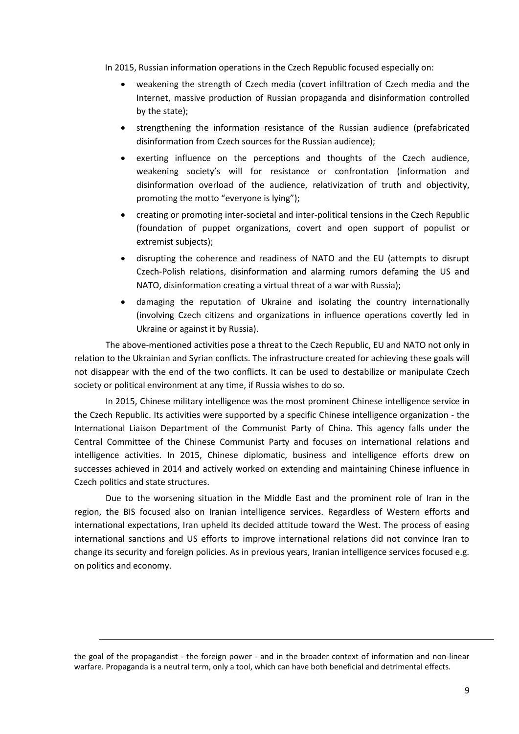In 2015, Russian information operations in the Czech Republic focused especially on:

- weakening the strength of Czech media (covert infiltration of Czech media and the Internet, massive production of Russian propaganda and disinformation controlled by the state);
- strengthening the information resistance of the Russian audience (prefabricated disinformation from Czech sources for the Russian audience);
- exerting influence on the perceptions and thoughts of the Czech audience, weakening society's will for resistance or confrontation (information and disinformation overload of the audience, relativization of truth and objectivity, promoting the motto "everyone is lying");
- creating or promoting inter-societal and inter-political tensions in the Czech Republic (foundation of puppet organizations, covert and open support of populist or extremist subjects);
- disrupting the coherence and readiness of NATO and the EU (attempts to disrupt Czech-Polish relations, disinformation and alarming rumors defaming the US and NATO, disinformation creating a virtual threat of a war with Russia);
- damaging the reputation of Ukraine and isolating the country internationally (involving Czech citizens and organizations in influence operations covertly led in Ukraine or against it by Russia).

The above-mentioned activities pose a threat to the Czech Republic, EU and NATO not only in relation to the Ukrainian and Syrian conflicts. The infrastructure created for achieving these goals will not disappear with the end of the two conflicts. It can be used to destabilize or manipulate Czech society or political environment at any time, if Russia wishes to do so.

In 2015, Chinese military intelligence was the most prominent Chinese intelligence service in the Czech Republic. Its activities were supported by a specific Chinese intelligence organization - the International Liaison Department of the Communist Party of China. This agency falls under the Central Committee of the Chinese Communist Party and focuses on international relations and intelligence activities. In 2015, Chinese diplomatic, business and intelligence efforts drew on successes achieved in 2014 and actively worked on extending and maintaining Chinese influence in Czech politics and state structures.

Due to the worsening situation in the Middle East and the prominent role of Iran in the region, the BIS focused also on Iranian intelligence services. Regardless of Western efforts and international expectations, Iran upheld its decided attitude toward the West. The process of easing international sanctions and US efforts to improve international relations did not convince Iran to change its security and foreign policies. As in previous years, Iranian intelligence services focused e.g. on politics and economy.

---

the goal of the propagandist - the foreign power - and in the broader context of information and non-linear warfare. Propaganda is a neutral term, only a tool, which can have both beneficial and detrimental effects.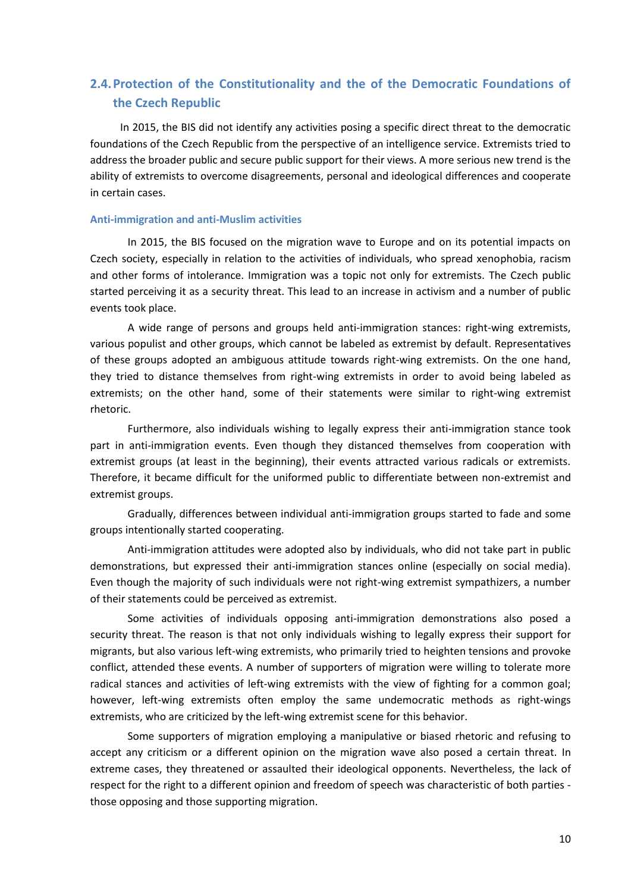## 2.4. Protection of the Constitutionality and the of the Democratic Foundations of the Czech Republic

In 2015, the BIS did not identify any activities posing a specific direct threat to the democratic foundations of the Czech Republic from the perspective of an intelligence service. Extremists tried to address the broader public and secure public support for their views. A more serious new trend is the ability of extremists to overcome disagreements, personal and ideological differences and cooperate in certain cases.

### Anti-immigration and anti-Muslim activities

In 2015, the BIS focused on the migration wave to Europe and on its potential impacts on Czech society, especially in relation to the activities of individuals, who spread xenophobia, racism and other forms of intolerance. Immigration was a topic not only for extremists. The Czech public started perceiving it as a security threat. This lead to an increase in activism and a number of public events took place.

A wide range of persons and groups held anti-immigration stances: right-wing extremists, various populist and other groups, which cannot be labeled as extremist by default. Representatives of these groups adopted an ambiguous attitude towards right-wing extremists. On the one hand, they tried to distance themselves from right-wing extremists in order to avoid being labeled as extremists; on the other hand, some of their statements were similar to right-wing extremist rhetoric.

Furthermore, also individuals wishing to legally express their anti-immigration stance took part in anti-immigration events. Even though they distanced themselves from cooperation with extremist groups (at least in the beginning), their events attracted various radicals or extremists. Therefore, it became difficult for the uniformed public to differentiate between non-extremist and extremist groups.

Gradually, differences between individual anti-immigration groups started to fade and some groups intentionally started cooperating.

Anti-immigration attitudes were adopted also by individuals, who did not take part in public demonstrations, but expressed their anti-immigration stances online (especially on social media). Even though the majority of such individuals were not right-wing extremist sympathizers, a number of their statements could be perceived as extremist.

Some activities of individuals opposing anti-immigration demonstrations also posed a security threat. The reason is that not only individuals wishing to legally express their support for migrants, but also various left-wing extremists, who primarily tried to heighten tensions and provoke conflict, attended these events. A number of supporters of migration were willing to tolerate more radical stances and activities of left-wing extremists with the view of fighting for a common goal; however, left-wing extremists often employ the same undemocratic methods as right-wings extremists, who are criticized by the left-wing extremist scene for this behavior.

Some supporters of migration employing a manipulative or biased rhetoric and refusing to accept any criticism or a different opinion on the migration wave also posed a certain threat. In extreme cases, they threatened or assaulted their ideological opponents. Nevertheless, the lack of respect for the right to a different opinion and freedom of speech was characteristic of both parties - those opposing and those supporting migration.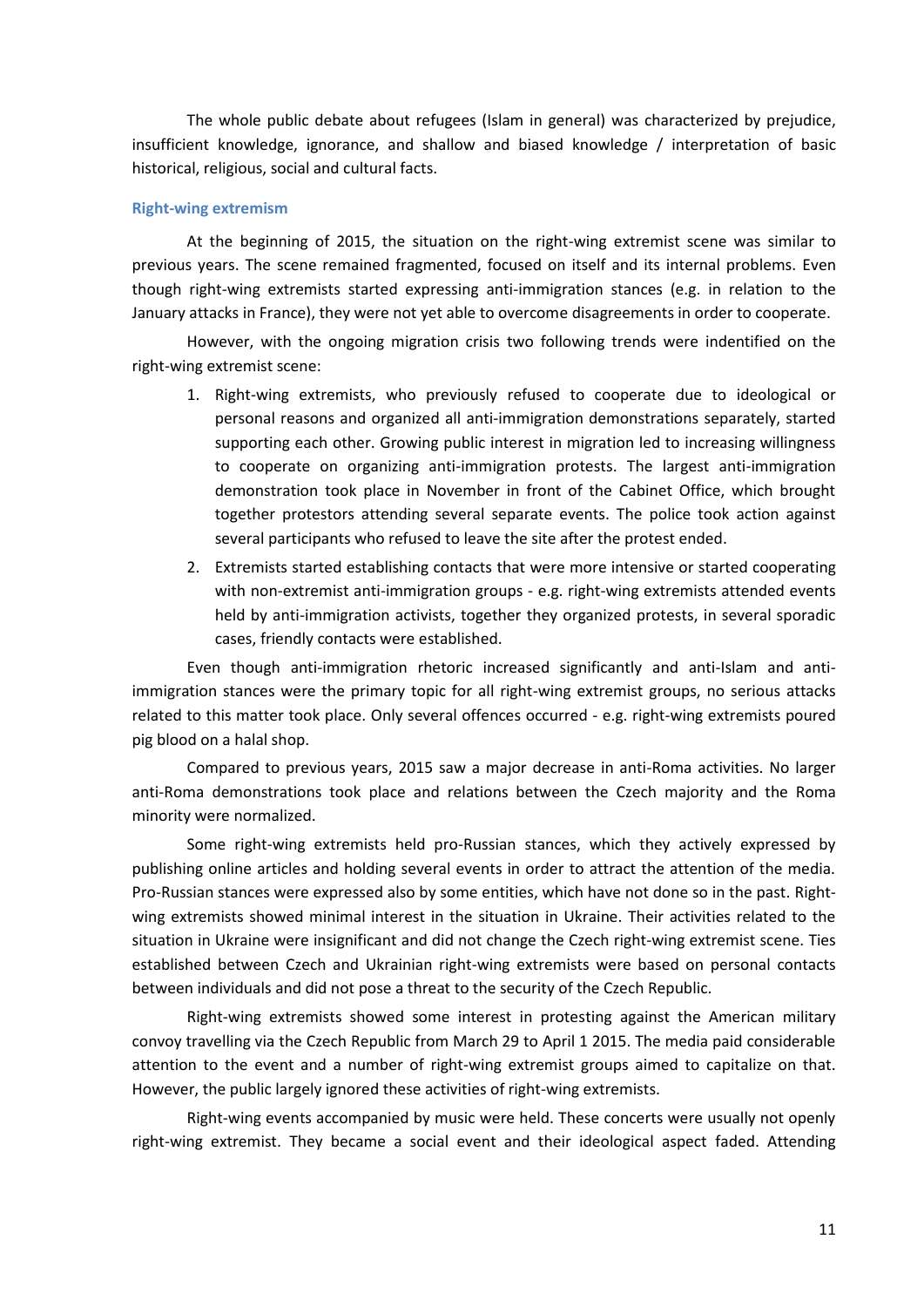The whole public debate about refugees (Islam in general) was characterized by prejudice, insufficient knowledge, ignorance, and shallow and biased knowledge / interpretation of basic historical, religious, social and cultural facts.

### Right-wing extremism

At the beginning of 2015, the situation on the right-wing extremist scene was similar to previous years. The scene remained fragmented, focused on itself and its internal problems. Even though right-wing extremists started expressing anti-immigration stances (e.g. in relation to the January attacks in France), they were not yet able to overcome disagreements in order to cooperate.

However, with the ongoing migration crisis two following trends were indentified on the right-wing extremist scene:

1. Right-wing extremists, who previously refused to cooperate due to ideological or personal reasons and organized all anti-immigration demonstrations separately, started supporting each other. Growing public interest in migration led to increasing willingness to cooperate on organizing anti-immigration protests. The largest anti-immigration demonstration took place in November in front of the Cabinet Office, which brought together protestors attending several separate events. The police took action against several participants who refused to leave the site after the protest ended.
2. Extremists started establishing contacts that were more intensive or started cooperating with non-extremist anti-immigration groups - e.g. right-wing extremists attended events held by anti-immigration activists, together they organized protests, in several sporadic cases, friendly contacts were established.

Even though anti-immigration rhetoric increased significantly and anti-Islam and anti-immigration stances were the primary topic for all right-wing extremist groups, no serious attacks related to this matter took place. Only several offences occurred - e.g. right-wing extremists poured pig blood on a halal shop.

Compared to previous years, 2015 saw a major decrease in anti-Roma activities. No larger anti-Roma demonstrations took place and relations between the Czech majority and the Roma minority were normalized.

Some right-wing extremists held pro-Russian stances, which they actively expressed by publishing online articles and holding several events in order to attract the attention of the media. Pro-Russian stances were expressed also by some entities, which have not done so in the past. Right-wing extremists showed minimal interest in the situation in Ukraine. Their activities related to the situation in Ukraine were insignificant and did not change the Czech right-wing extremist scene. Ties established between Czech and Ukrainian right-wing extremists were based on personal contacts between individuals and did not pose a threat to the security of the Czech Republic.

Right-wing extremists showed some interest in protesting against the American military convoy travelling via the Czech Republic from March 29 to April 1 2015. The media paid considerable attention to the event and a number of right-wing extremist groups aimed to capitalize on that. However, the public largely ignored these activities of right-wing extremists.

Right-wing events accompanied by music were held. These concerts were usually not openly right-wing extremist. They became a social event and their ideological aspect faded. Attending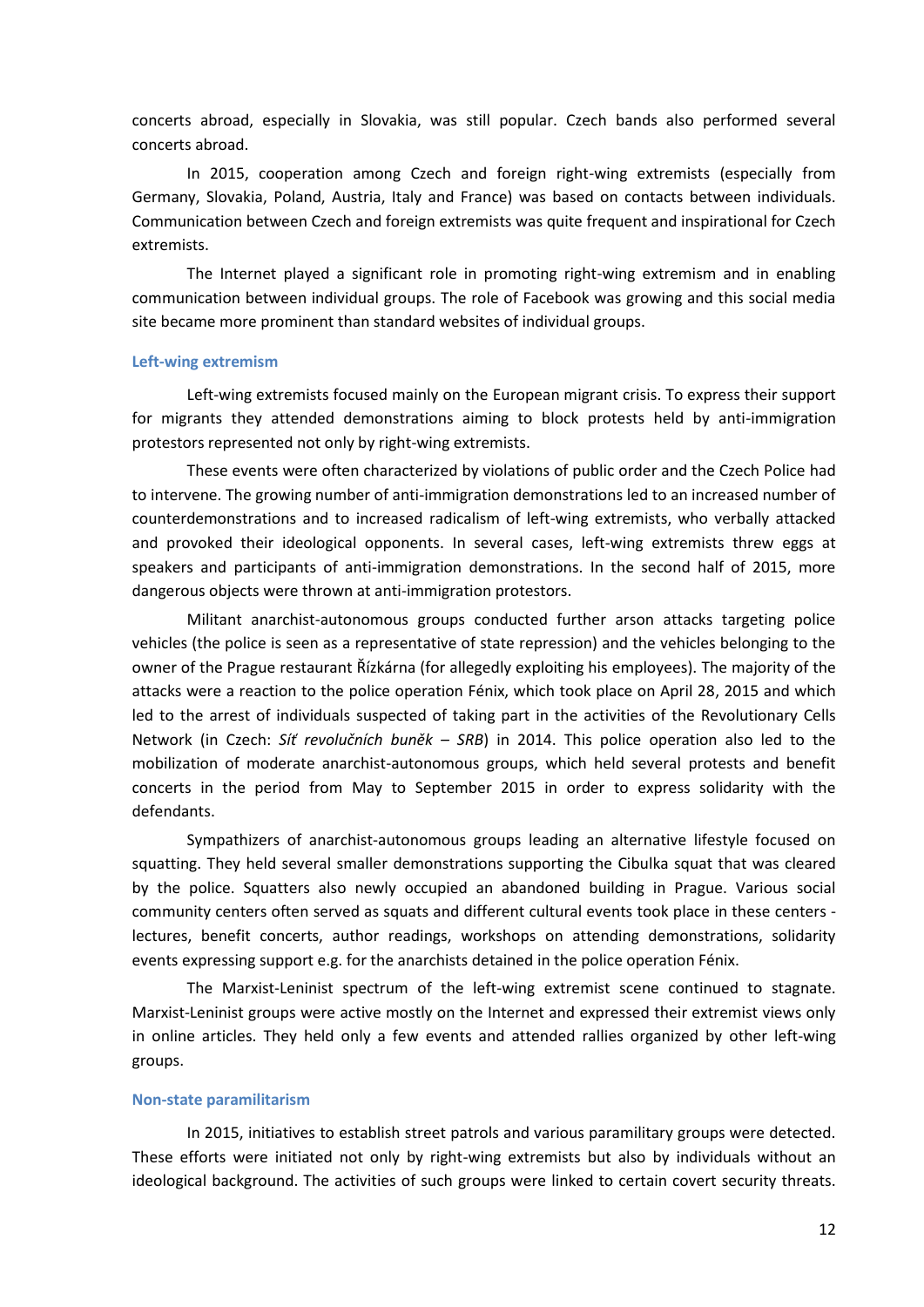concerts abroad, especially in Slovakia, was still popular. Czech bands also performed several concerts abroad.

In 2015, cooperation among Czech and foreign right-wing extremists (especially from Germany, Slovakia, Poland, Austria, Italy and France) was based on contacts between individuals. Communication between Czech and foreign extremists was quite frequent and inspirational for Czech extremists.

The Internet played a significant role in promoting right-wing extremism and in enabling communication between individual groups. The role of Facebook was growing and this social media site became more prominent than standard websites of individual groups.

### Left-wing extremism

Left-wing extremists focused mainly on the European migrant crisis. To express their support for migrants they attended demonstrations aiming to block protests held by anti-immigration protestors represented not only by right-wing extremists.

These events were often characterized by violations of public order and the Czech Police had to intervene. The growing number of anti-immigration demonstrations led to an increased number of counterdemonstrations and to increased radicalism of left-wing extremists, who verbally attacked and provoked their ideological opponents. In several cases, left-wing extremists threw eggs at speakers and participants of anti-immigration demonstrations. In the second half of 2015, more dangerous objects were thrown at anti-immigration protestors.

Militant anarchist-autonomous groups conducted further arson attacks targeting police vehicles (the police is seen as a representative of state repression) and the vehicles belonging to the owner of the Prague restaurant Řízkárna (for allegedly exploiting his employees). The majority of the attacks were a reaction to the police operation Fénix, which took place on April 28, 2015 and which led to the arrest of individuals suspected of taking part in the activities of the Revolutionary Cells Network (in Czech: *Síť revolučních buněk – SRB*) in 2014. This police operation also led to the mobilization of moderate anarchist-autonomous groups, which held several protests and benefit concerts in the period from May to September 2015 in order to express solidarity with the defendants.

Sympathizers of anarchist-autonomous groups leading an alternative lifestyle focused on squatting. They held several smaller demonstrations supporting the Cibulka squat that was cleared by the police. Squatters also newly occupied an abandoned building in Prague. Various social community centers often served as squats and different cultural events took place in these centers - lectures, benefit concerts, author readings, workshops on attending demonstrations, solidarity events expressing support e.g. for the anarchists detained in the police operation Fénix.

The Marxist-Leninist spectrum of the left-wing extremist scene continued to stagnate. Marxist-Leninist groups were active mostly on the Internet and expressed their extremist views only in online articles. They held only a few events and attended rallies organized by other left-wing groups.

### Non-state paramilitarism

In 2015, initiatives to establish street patrols and various paramilitary groups were detected. These efforts were initiated not only by right-wing extremists but also by individuals without an ideological background. The activities of such groups were linked to certain covert security threats.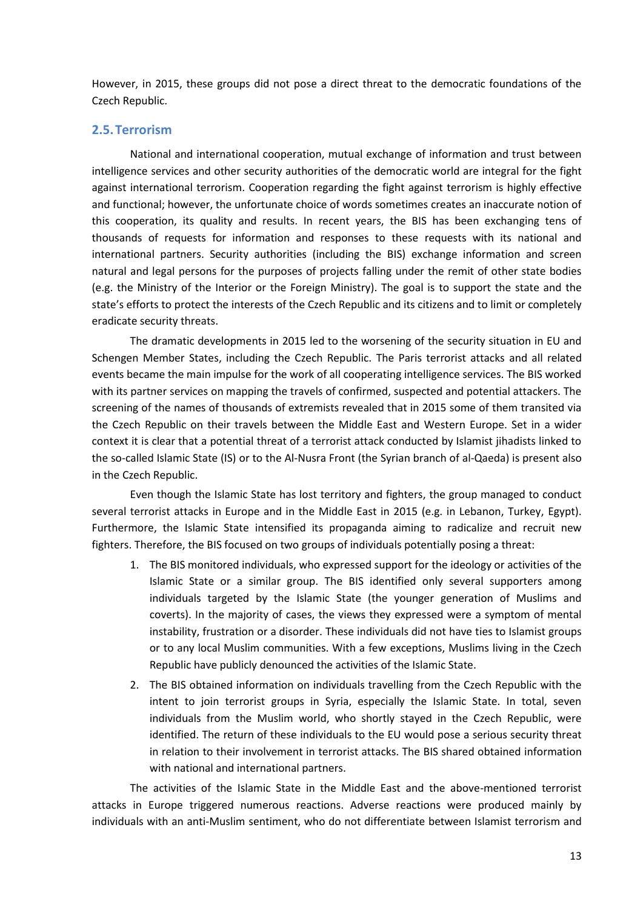However, in 2015, these groups did not pose a direct threat to the democratic foundations of the Czech Republic.

## 2.5. Terrorism

National and international cooperation, mutual exchange of information and trust between intelligence services and other security authorities of the democratic world are integral for the fight against international terrorism. Cooperation regarding the fight against terrorism is highly effective and functional; however, the unfortunate choice of words sometimes creates an inaccurate notion of this cooperation, its quality and results. In recent years, the BIS has been exchanging tens of thousands of requests for information and responses to these requests with its national and international partners. Security authorities (including the BIS) exchange information and screen natural and legal persons for the purposes of projects falling under the remit of other state bodies (e.g. the Ministry of the Interior or the Foreign Ministry). The goal is to support the state and the state's efforts to protect the interests of the Czech Republic and its citizens and to limit or completely eradicate security threats.

The dramatic developments in 2015 led to the worsening of the security situation in EU and Schengen Member States, including the Czech Republic. The Paris terrorist attacks and all related events became the main impulse for the work of all cooperating intelligence services. The BIS worked with its partner services on mapping the travels of confirmed, suspected and potential attackers. The screening of the names of thousands of extremists revealed that in 2015 some of them transited via the Czech Republic on their travels between the Middle East and Western Europe. Set in a wider context it is clear that a potential threat of a terrorist attack conducted by Islamist jihadists linked to the so-called Islamic State (IS) or to the Al-Nusra Front (the Syrian branch of al-Qaeda) is present also in the Czech Republic.

Even though the Islamic State has lost territory and fighters, the group managed to conduct several terrorist attacks in Europe and in the Middle East in 2015 (e.g. in Lebanon, Turkey, Egypt). Furthermore, the Islamic State intensified its propaganda aiming to radicalize and recruit new fighters. Therefore, the BIS focused on two groups of individuals potentially posing a threat:

1. The BIS monitored individuals, who expressed support for the ideology or activities of the Islamic State or a similar group. The BIS identified only several supporters among individuals targeted by the Islamic State (the younger generation of Muslims and coverts). In the majority of cases, the views they expressed were a symptom of mental instability, frustration or a disorder. These individuals did not have ties to Islamist groups or to any local Muslim communities. With a few exceptions, Muslims living in the Czech Republic have publicly denounced the activities of the Islamic State.
2. The BIS obtained information on individuals travelling from the Czech Republic with the intent to join terrorist groups in Syria, especially the Islamic State. In total, seven individuals from the Muslim world, who shortly stayed in the Czech Republic, were identified. The return of these individuals to the EU would pose a serious security threat in relation to their involvement in terrorist attacks. The BIS shared obtained information with national and international partners.

The activities of the Islamic State in the Middle East and the above-mentioned terrorist attacks in Europe triggered numerous reactions. Adverse reactions were produced mainly by individuals with an anti-Muslim sentiment, who do not differentiate between Islamist terrorism and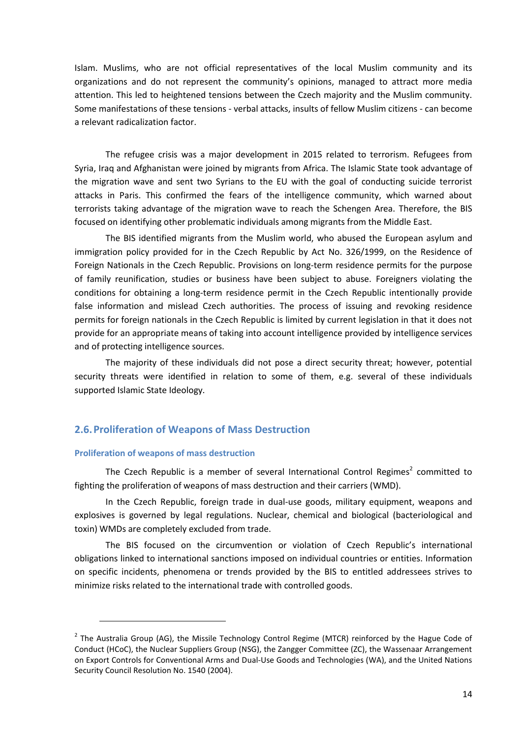Islam. Muslims, who are not official representatives of the local Muslim community and its organizations and do not represent the community's opinions, managed to attract more media attention. This led to heightened tensions between the Czech majority and the Muslim community. Some manifestations of these tensions - verbal attacks, insults of fellow Muslim citizens - can become a relevant radicalization factor.

The refugee crisis was a major development in 2015 related to terrorism. Refugees from Syria, Iraq and Afghanistan were joined by migrants from Africa. The Islamic State took advantage of the migration wave and sent two Syrians to the EU with the goal of conducting suicide terrorist attacks in Paris. This confirmed the fears of the intelligence community, which warned about terrorists taking advantage of the migration wave to reach the Schengen Area. Therefore, the BIS focused on identifying other problematic individuals among migrants from the Middle East.

The BIS identified migrants from the Muslim world, who abused the European asylum and immigration policy provided for in the Czech Republic by Act No. 326/1999, on the Residence of Foreign Nationals in the Czech Republic. Provisions on long-term residence permits for the purpose of family reunification, studies or business have been subject to abuse. Foreigners violating the conditions for obtaining a long-term residence permit in the Czech Republic intentionally provide false information and mislead Czech authorities. The process of issuing and revoking residence permits for foreign nationals in the Czech Republic is limited by current legislation in that it does not provide for an appropriate means of taking into account intelligence provided by intelligence services and of protecting intelligence sources.

The majority of these individuals did not pose a direct security threat; however, potential security threats were identified in relation to some of them, e.g. several of these individuals supported Islamic State Ideology.

## 2.6. Proliferation of Weapons of Mass Destruction

### Proliferation of weapons of mass destruction

The Czech Republic is a member of several International Control Regimes[2] committed to fighting the proliferation of weapons of mass destruction and their carriers (WMD).

In the Czech Republic, foreign trade in dual-use goods, military equipment, weapons and explosives is governed by legal regulations. Nuclear, chemical and biological (bacteriological and toxin) WMDs are completely excluded from trade.

The BIS focused on the circumvention or violation of Czech Republic's international obligations linked to international sanctions imposed on individual countries or entities. Information on specific incidents, phenomena or trends provided by the BIS to entitled addressees strives to minimize risks related to the international trade with controlled goods.

---

[2] The Australia Group (AG), the Missile Technology Control Regime (MTCR) reinforced by the Hague Code of Conduct (HCoC), the Nuclear Suppliers Group (NSG), the Zangger Committee (ZC), the Wassenaar Arrangement on Export Controls for Conventional Arms and Dual-Use Goods and Technologies (WA), and the United Nations Security Council Resolution No. 1540 (2004).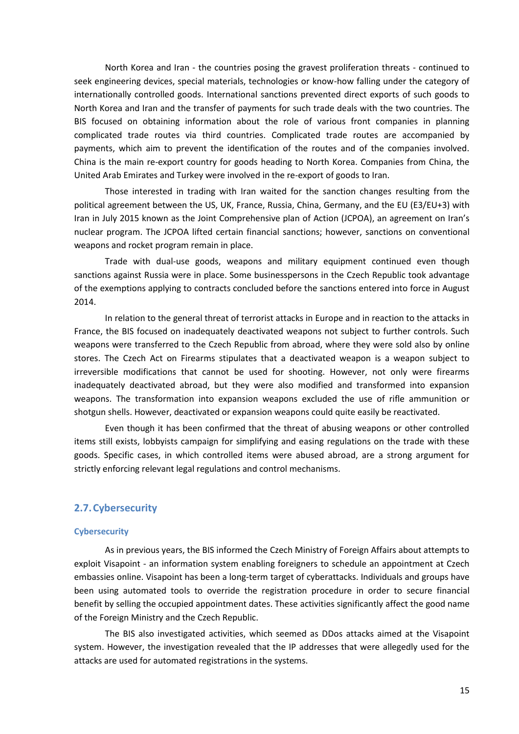North Korea and Iran - the countries posing the gravest proliferation threats - continued to seek engineering devices, special materials, technologies or know-how falling under the category of internationally controlled goods. International sanctions prevented direct exports of such goods to North Korea and Iran and the transfer of payments for such trade deals with the two countries. The BIS focused on obtaining information about the role of various front companies in planning complicated trade routes via third countries. Complicated trade routes are accompanied by payments, which aim to prevent the identification of the routes and of the companies involved. China is the main re-export country for goods heading to North Korea. Companies from China, the United Arab Emirates and Turkey were involved in the re-export of goods to Iran.

Those interested in trading with Iran waited for the sanction changes resulting from the political agreement between the US, UK, France, Russia, China, Germany, and the EU (E3/EU+3) with Iran in July 2015 known as the Joint Comprehensive plan of Action (JCPOA), an agreement on Iran's nuclear program. The JCPOA lifted certain financial sanctions; however, sanctions on conventional weapons and rocket program remain in place.

Trade with dual-use goods, weapons and military equipment continued even though sanctions against Russia were in place. Some businesspersons in the Czech Republic took advantage of the exemptions applying to contracts concluded before the sanctions entered into force in August 2014.

In relation to the general threat of terrorist attacks in Europe and in reaction to the attacks in France, the BIS focused on inadequately deactivated weapons not subject to further controls. Such weapons were transferred to the Czech Republic from abroad, where they were sold also by online stores. The Czech Act on Firearms stipulates that a deactivated weapon is a weapon subject to irreversible modifications that cannot be used for shooting. However, not only were firearms inadequately deactivated abroad, but they were also modified and transformed into expansion weapons. The transformation into expansion weapons excluded the use of rifle ammunition or shotgun shells. However, deactivated or expansion weapons could quite easily be reactivated.

Even though it has been confirmed that the threat of abusing weapons or other controlled items still exists, lobbyists campaign for simplifying and easing regulations on the trade with these goods. Specific cases, in which controlled items were abused abroad, are a strong argument for strictly enforcing relevant legal regulations and control mechanisms.

## 2.7. Cybersecurity

### Cybersecurity

As in previous years, the BIS informed the Czech Ministry of Foreign Affairs about attempts to exploit Visapoint - an information system enabling foreigners to schedule an appointment at Czech embassies online. Visapoint has been a long-term target of cyberattacks. Individuals and groups have been using automated tools to override the registration procedure in order to secure financial benefit by selling the occupied appointment dates. These activities significantly affect the good name of the Foreign Ministry and the Czech Republic.

The BIS also investigated activities, which seemed as DDos attacks aimed at the Visapoint system. However, the investigation revealed that the IP addresses that were allegedly used for the attacks are used for automated registrations in the systems.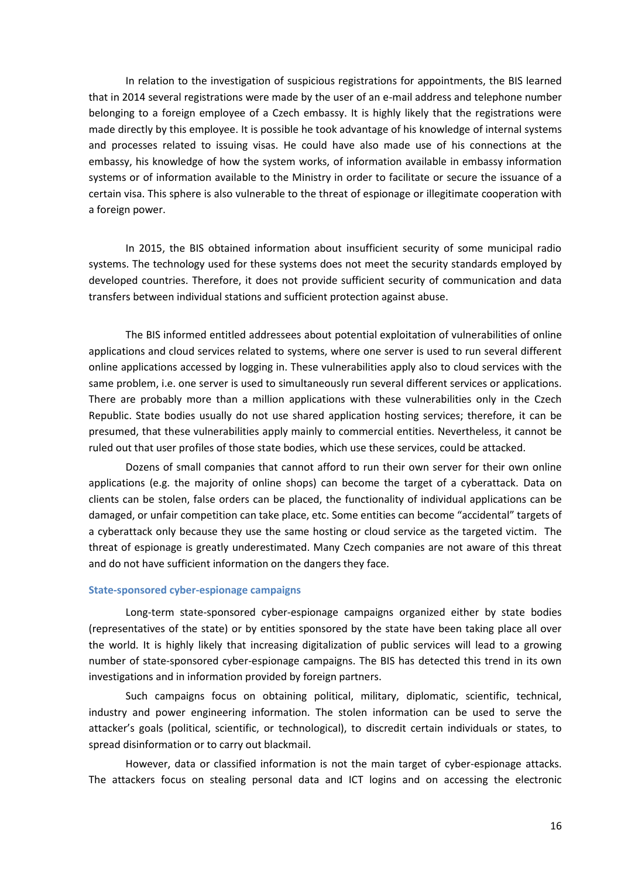In relation to the investigation of suspicious registrations for appointments, the BIS learned that in 2014 several registrations were made by the user of an e-mail address and telephone number belonging to a foreign employee of a Czech embassy. It is highly likely that the registrations were made directly by this employee. It is possible he took advantage of his knowledge of internal systems and processes related to issuing visas. He could have also made use of his connections at the embassy, his knowledge of how the system works, of information available in embassy information systems or of information available to the Ministry in order to facilitate or secure the issuance of a certain visa. This sphere is also vulnerable to the threat of espionage or illegitimate cooperation with a foreign power.

In 2015, the BIS obtained information about insufficient security of some municipal radio systems. The technology used for these systems does not meet the security standards employed by developed countries. Therefore, it does not provide sufficient security of communication and data transfers between individual stations and sufficient protection against abuse.

The BIS informed entitled addressees about potential exploitation of vulnerabilities of online applications and cloud services related to systems, where one server is used to run several different online applications accessed by logging in. These vulnerabilities apply also to cloud services with the same problem, i.e. one server is used to simultaneously run several different services or applications. There are probably more than a million applications with these vulnerabilities only in the Czech Republic. State bodies usually do not use shared application hosting services; therefore, it can be presumed, that these vulnerabilities apply mainly to commercial entities. Nevertheless, it cannot be ruled out that user profiles of those state bodies, which use these services, could be attacked.

Dozens of small companies that cannot afford to run their own server for their own online applications (e.g. the majority of online shops) can become the target of a cyberattack. Data on clients can be stolen, false orders can be placed, the functionality of individual applications can be damaged, or unfair competition can take place, etc. Some entities can become "accidental" targets of a cyberattack only because they use the same hosting or cloud service as the targeted victim. The threat of espionage is greatly underestimated. Many Czech companies are not aware of this threat and do not have sufficient information on the dangers they face.

### State-sponsored cyber-espionage campaigns

Long-term state-sponsored cyber-espionage campaigns organized either by state bodies (representatives of the state) or by entities sponsored by the state have been taking place all over the world. It is highly likely that increasing digitalization of public services will lead to a growing number of state-sponsored cyber-espionage campaigns. The BIS has detected this trend in its own investigations and in information provided by foreign partners.

Such campaigns focus on obtaining political, military, diplomatic, scientific, technical, industry and power engineering information. The stolen information can be used to serve the attacker's goals (political, scientific, or technological), to discredit certain individuals or states, to spread disinformation or to carry out blackmail.

However, data or classified information is not the main target of cyber-espionage attacks. The attackers focus on stealing personal data and ICT logins and on accessing the electronic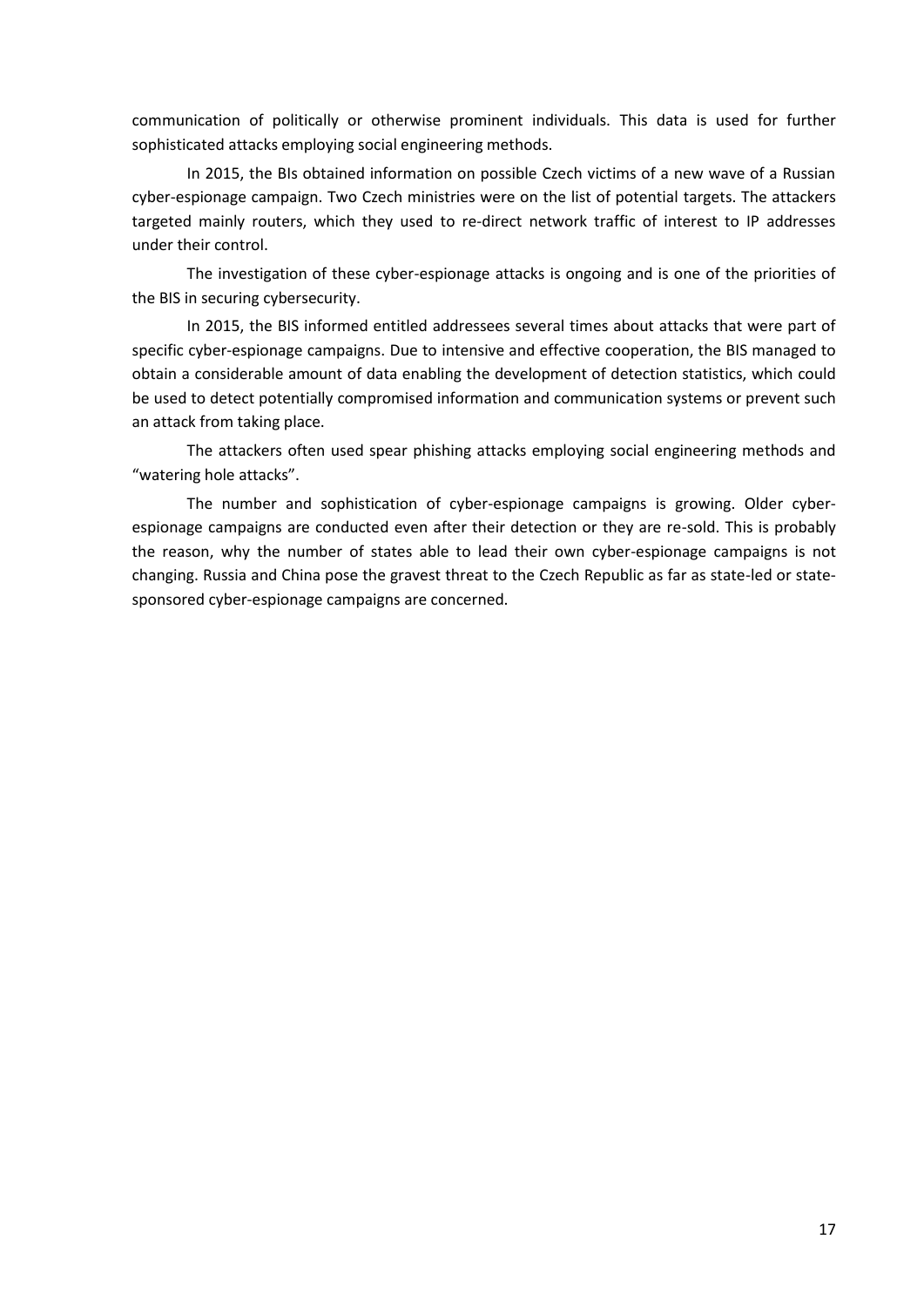communication of politically or otherwise prominent individuals. This data is used for further sophisticated attacks employing social engineering methods.

In 2015, the BIs obtained information on possible Czech victims of a new wave of a Russian cyber-espionage campaign. Two Czech ministries were on the list of potential targets. The attackers targeted mainly routers, which they used to re-direct network traffic of interest to IP addresses under their control.

The investigation of these cyber-espionage attacks is ongoing and is one of the priorities of the BIS in securing cybersecurity.

In 2015, the BIS informed entitled addressees several times about attacks that were part of specific cyber-espionage campaigns. Due to intensive and effective cooperation, the BIS managed to obtain a considerable amount of data enabling the development of detection statistics, which could be used to detect potentially compromised information and communication systems or prevent such an attack from taking place.

The attackers often used spear phishing attacks employing social engineering methods and "watering hole attacks".

The number and sophistication of cyber-espionage campaigns is growing. Older cyber-espionage campaigns are conducted even after their detection or they are re-sold. This is probably the reason, why the number of states able to lead their own cyber-espionage campaigns is not changing. Russia and China pose the gravest threat to the Czech Republic as far as state-led or state-sponsored cyber-espionage campaigns are concerned.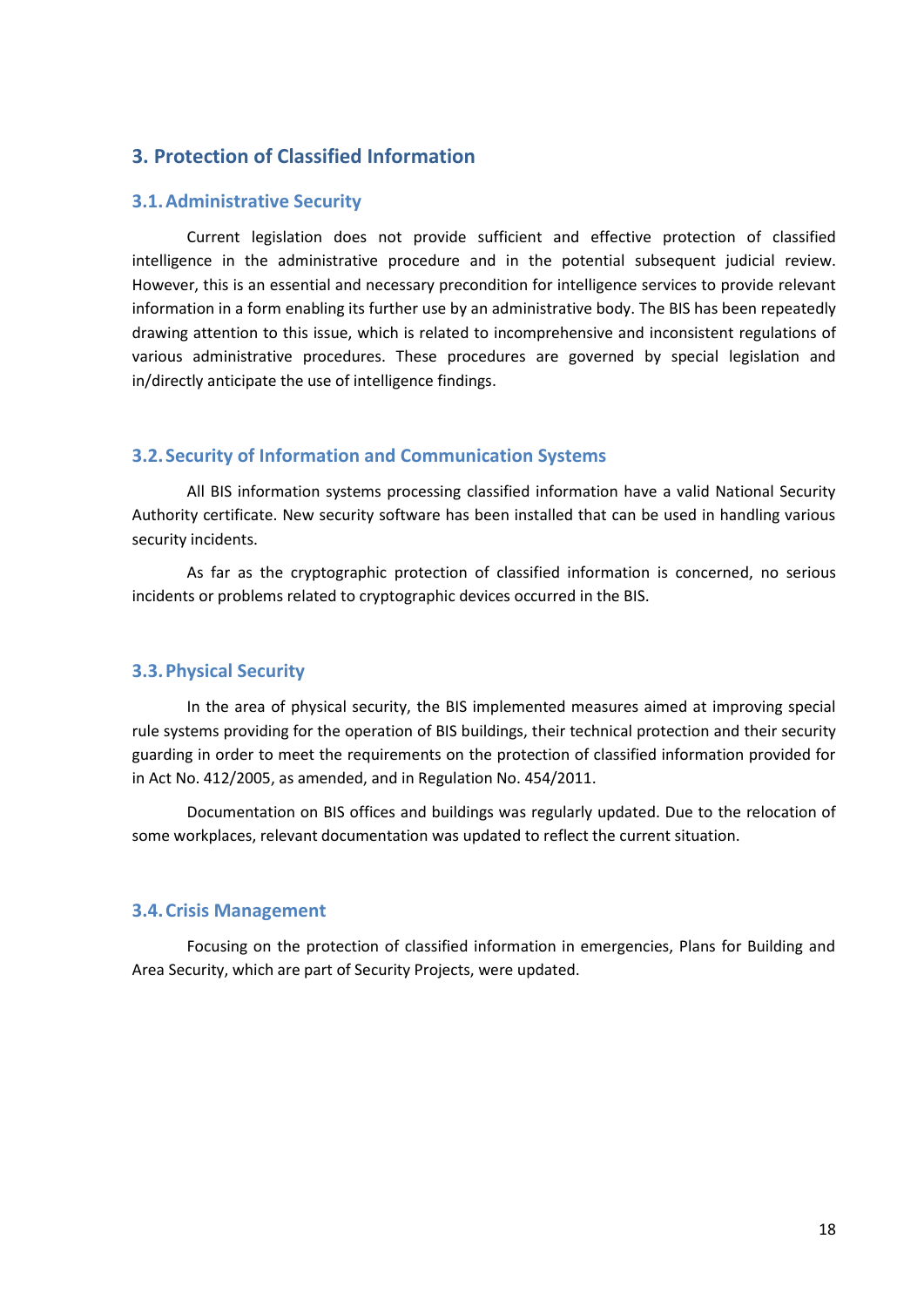## 3. Protection of Classified Information

### 3.1. Administrative Security

Current legislation does not provide sufficient and effective protection of classified intelligence in the administrative procedure and in the potential subsequent judicial review. However, this is an essential and necessary precondition for intelligence services to provide relevant information in a form enabling its further use by an administrative body. The BIS has been repeatedly drawing attention to this issue, which is related to incomprehensive and inconsistent regulations of various administrative procedures. These procedures are governed by special legislation and in/directly anticipate the use of intelligence findings.

### 3.2. Security of Information and Communication Systems

All BIS information systems processing classified information have a valid National Security Authority certificate. New security software has been installed that can be used in handling various security incidents.

As far as the cryptographic protection of classified information is concerned, no serious incidents or problems related to cryptographic devices occurred in the BIS.

### 3.3. Physical Security

In the area of physical security, the BIS implemented measures aimed at improving special rule systems providing for the operation of BIS buildings, their technical protection and their security guarding in order to meet the requirements on the protection of classified information provided for in Act No. 412/2005, as amended, and in Regulation No. 454/2011.

Documentation on BIS offices and buildings was regularly updated. Due to the relocation of some workplaces, relevant documentation was updated to reflect the current situation.

### 3.4. Crisis Management

Focusing on the protection of classified information in emergencies, Plans for Building and Area Security, which are part of Security Projects, were updated.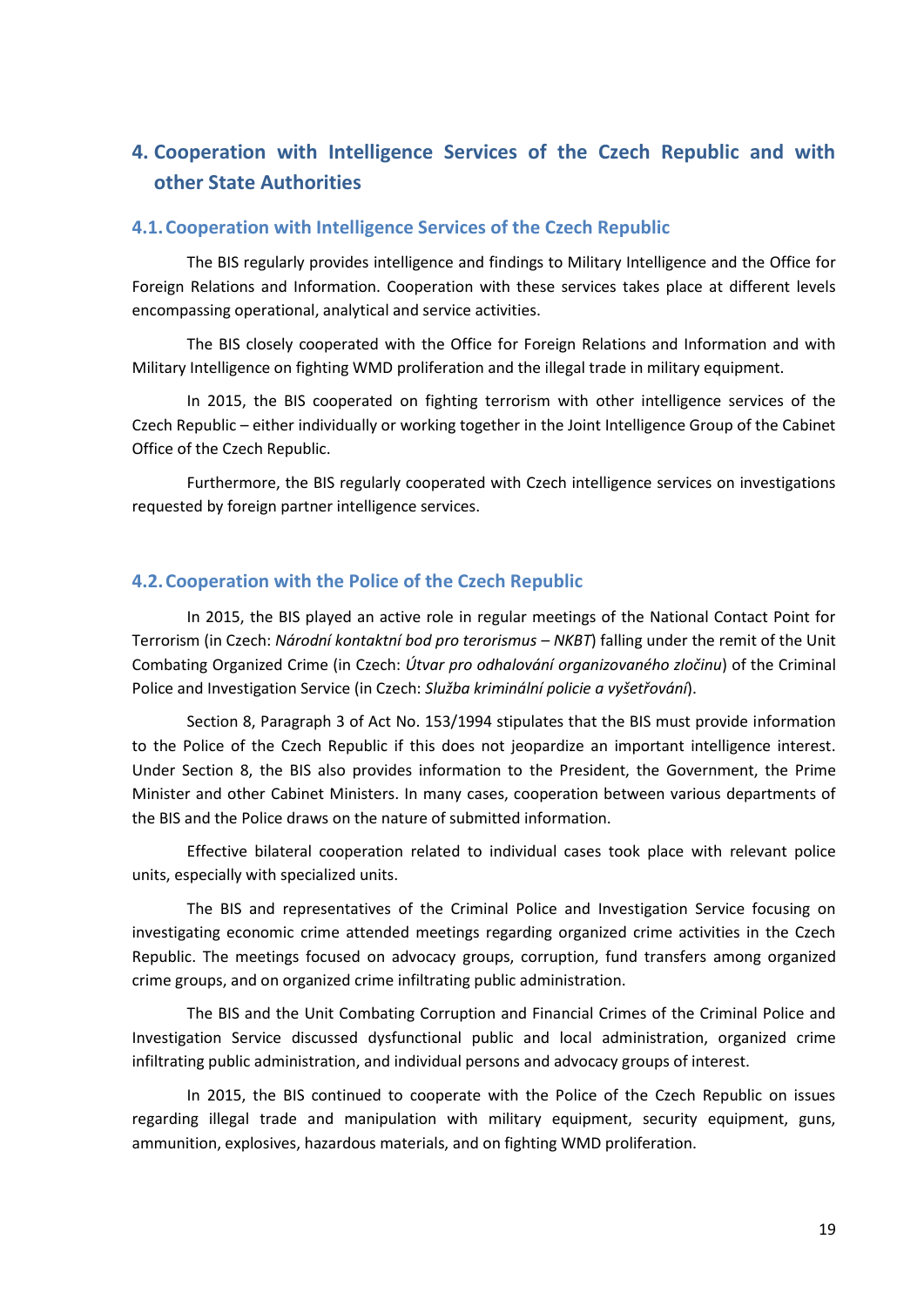# 4. Cooperation with Intelligence Services of the Czech Republic and with other State Authorities

## 4.1. Cooperation with Intelligence Services of the Czech Republic

The BIS regularly provides intelligence and findings to Military Intelligence and the Office for Foreign Relations and Information. Cooperation with these services takes place at different levels encompassing operational, analytical and service activities.

The BIS closely cooperated with the Office for Foreign Relations and Information and with Military Intelligence on fighting WMD proliferation and the illegal trade in military equipment.

In 2015, the BIS cooperated on fighting terrorism with other intelligence services of the Czech Republic – either individually or working together in the Joint Intelligence Group of the Cabinet Office of the Czech Republic.

Furthermore, the BIS regularly cooperated with Czech intelligence services on investigations requested by foreign partner intelligence services.

## 4.2. Cooperation with the Police of the Czech Republic

In 2015, the BIS played an active role in regular meetings of the National Contact Point for Terrorism (in Czech: *Národní kontaktní bod pro terorismus – NKBT*) falling under the remit of the Unit Combating Organized Crime (in Czech: *Útvar pro odhalování organizovaného zločinu*) of the Criminal Police and Investigation Service (in Czech: *Služba kriminální policie a vyšetřování*).

Section 8, Paragraph 3 of Act No. 153/1994 stipulates that the BIS must provide information to the Police of the Czech Republic if this does not jeopardize an important intelligence interest. Under Section 8, the BIS also provides information to the President, the Government, the Prime Minister and other Cabinet Ministers. In many cases, cooperation between various departments of the BIS and the Police draws on the nature of submitted information.

Effective bilateral cooperation related to individual cases took place with relevant police units, especially with specialized units.

The BIS and representatives of the Criminal Police and Investigation Service focusing on investigating economic crime attended meetings regarding organized crime activities in the Czech Republic. The meetings focused on advocacy groups, corruption, fund transfers among organized crime groups, and on organized crime infiltrating public administration.

The BIS and the Unit Combating Corruption and Financial Crimes of the Criminal Police and Investigation Service discussed dysfunctional public and local administration, organized crime infiltrating public administration, and individual persons and advocacy groups of interest.

In 2015, the BIS continued to cooperate with the Police of the Czech Republic on issues regarding illegal trade and manipulation with military equipment, security equipment, guns, ammunition, explosives, hazardous materials, and on fighting WMD proliferation.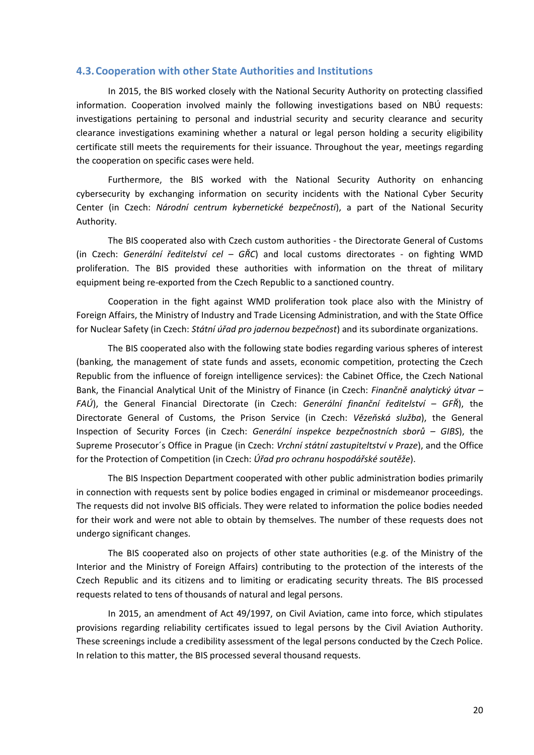## 4.3. Cooperation with other State Authorities and Institutions

In 2015, the BIS worked closely with the National Security Authority on protecting classified information. Cooperation involved mainly the following investigations based on NBÚ requests: investigations pertaining to personal and industrial security and security clearance and security clearance investigations examining whether a natural or legal person holding a security eligibility certificate still meets the requirements for their issuance. Throughout the year, meetings regarding the cooperation on specific cases were held.

Furthermore, the BIS worked with the National Security Authority on enhancing cybersecurity by exchanging information on security incidents with the National Cyber Security Center (in Czech: *Národní centrum kybernetické bezpečnosti*), a part of the National Security Authority.

The BIS cooperated also with Czech custom authorities - the Directorate General of Customs (in Czech: *Generální ředitelství cel – GŘC*) and local customs directorates - on fighting WMD proliferation. The BIS provided these authorities with information on the threat of military equipment being re-exported from the Czech Republic to a sanctioned country.

Cooperation in the fight against WMD proliferation took place also with the Ministry of Foreign Affairs, the Ministry of Industry and Trade Licensing Administration, and with the State Office for Nuclear Safety (in Czech: *Státní úřad pro jadernou bezpečnost*) and its subordinate organizations.

The BIS cooperated also with the following state bodies regarding various spheres of interest (banking, the management of state funds and assets, economic competition, protecting the Czech Republic from the influence of foreign intelligence services): the Cabinet Office, the Czech National Bank, the Financial Analytical Unit of the Ministry of Finance (in Czech: *Finančně analytický útvar – FAÚ*), the General Financial Directorate (in Czech: *Generální finanční ředitelství – GFŘ*), the Directorate General of Customs, the Prison Service (in Czech: *Vězeňská služba*), the General Inspection of Security Forces (in Czech: *Generální inspekce bezpečnostních sborů – GIBS*), the Supreme Prosecutor´s Office in Prague (in Czech: *Vrchní státní zastupiteltství v Praze*), and the Office for the Protection of Competition (in Czech: *Úřad pro ochranu hospodářské soutěže*).

The BIS Inspection Department cooperated with other public administration bodies primarily in connection with requests sent by police bodies engaged in criminal or misdemeanor proceedings. The requests did not involve BIS officials. They were related to information the police bodies needed for their work and were not able to obtain by themselves. The number of these requests does not undergo significant changes.

The BIS cooperated also on projects of other state authorities (e.g. of the Ministry of the Interior and the Ministry of Foreign Affairs) contributing to the protection of the interests of the Czech Republic and its citizens and to limiting or eradicating security threats. The BIS processed requests related to tens of thousands of natural and legal persons.

In 2015, an amendment of Act 49/1997, on Civil Aviation, came into force, which stipulates provisions regarding reliability certificates issued to legal persons by the Civil Aviation Authority. These screenings include a credibility assessment of the legal persons conducted by the Czech Police. In relation to this matter, the BIS processed several thousand requests.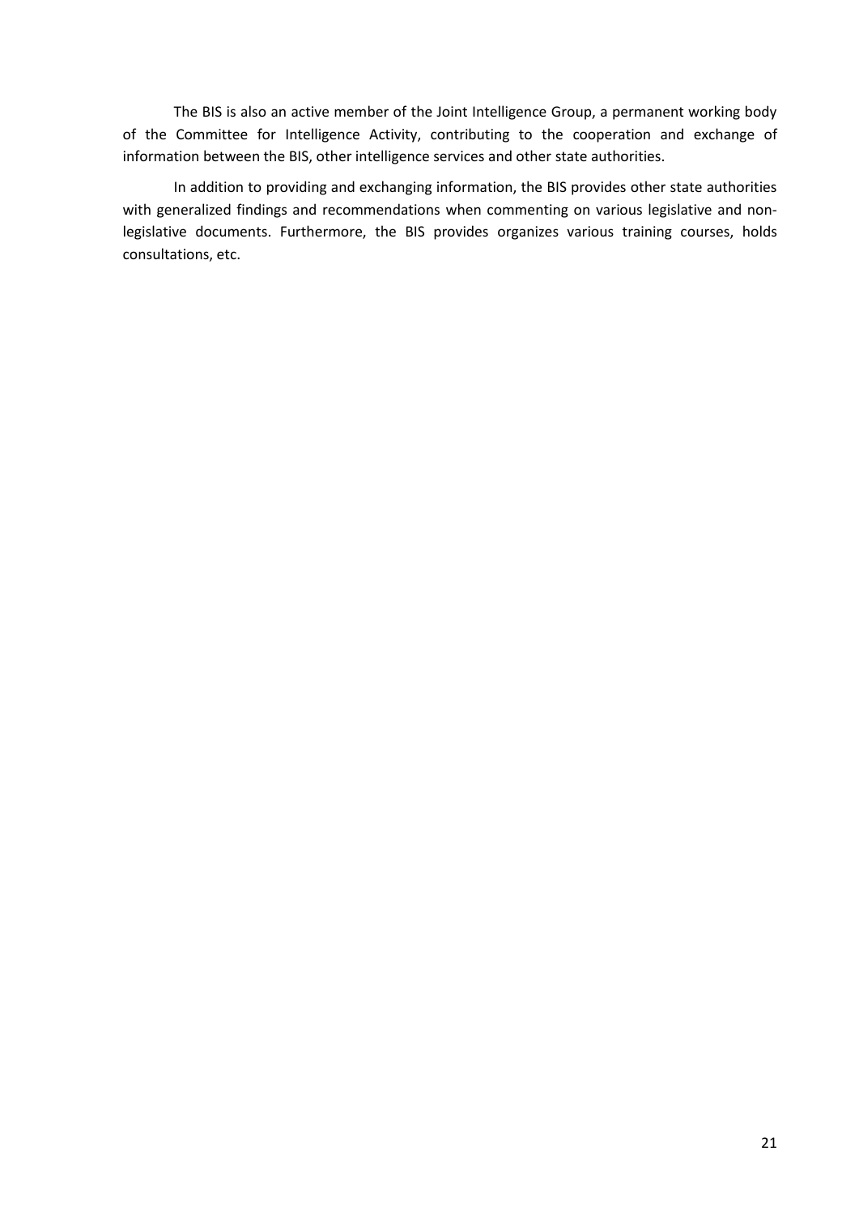The BIS is also an active member of the Joint Intelligence Group, a permanent working body of the Committee for Intelligence Activity, contributing to the cooperation and exchange of information between the BIS, other intelligence services and other state authorities.

In addition to providing and exchanging information, the BIS provides other state authorities with generalized findings and recommendations when commenting on various legislative and non-legislative documents. Furthermore, the BIS provides organizes various training courses, holds consultations, etc.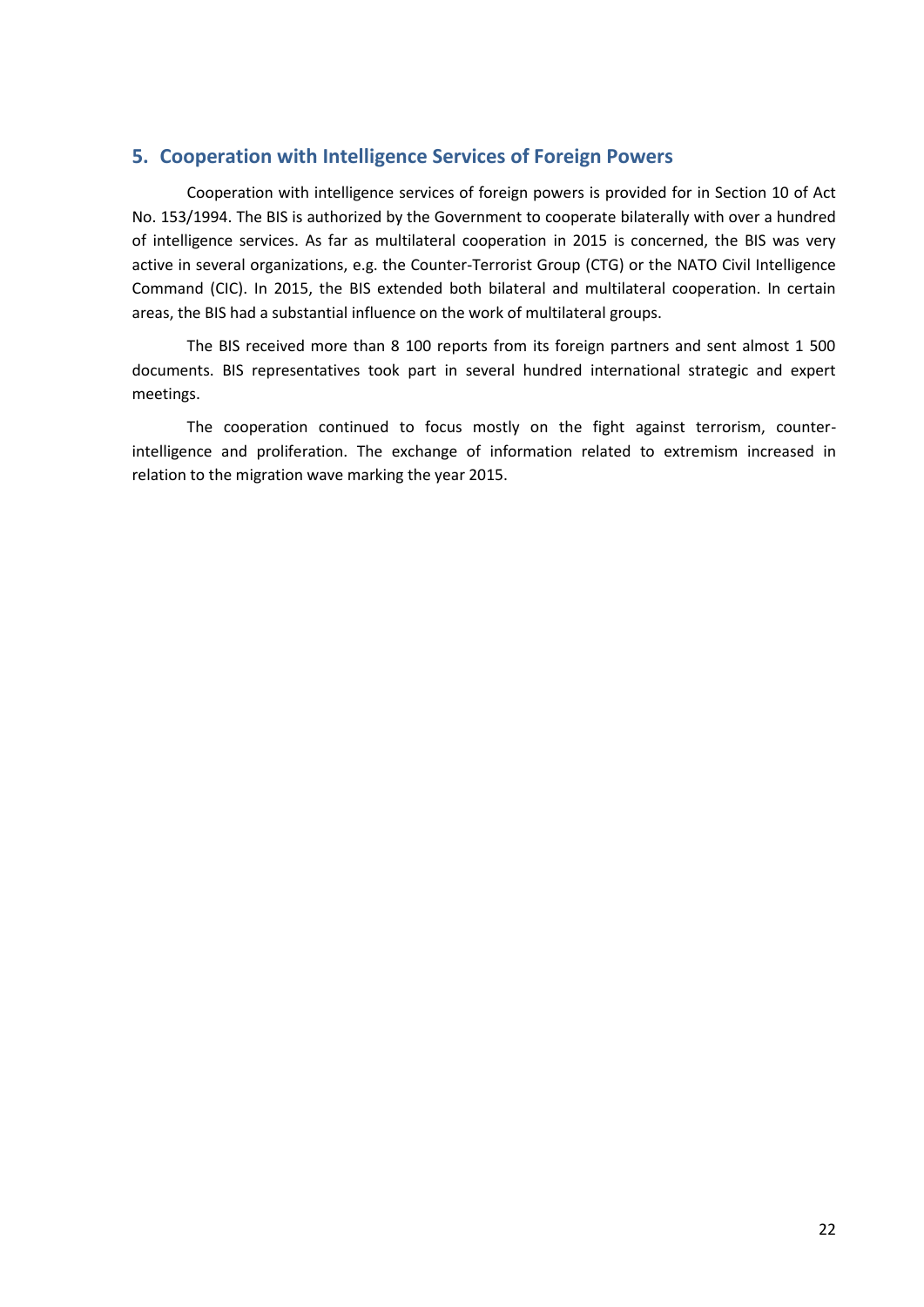## 5. Cooperation with Intelligence Services of Foreign Powers

Cooperation with intelligence services of foreign powers is provided for in Section 10 of Act No. 153/1994. The BIS is authorized by the Government to cooperate bilaterally with over a hundred of intelligence services. As far as multilateral cooperation in 2015 is concerned, the BIS was very active in several organizations, e.g. the Counter-Terrorist Group (CTG) or the NATO Civil Intelligence Command (CIC). In 2015, the BIS extended both bilateral and multilateral cooperation. In certain areas, the BIS had a substantial influence on the work of multilateral groups.

The BIS received more than 8 100 reports from its foreign partners and sent almost 1 500 documents. BIS representatives took part in several hundred international strategic and expert meetings.

The cooperation continued to focus mostly on the fight against terrorism, counter-intelligence and proliferation. The exchange of information related to extremism increased in relation to the migration wave marking the year 2015.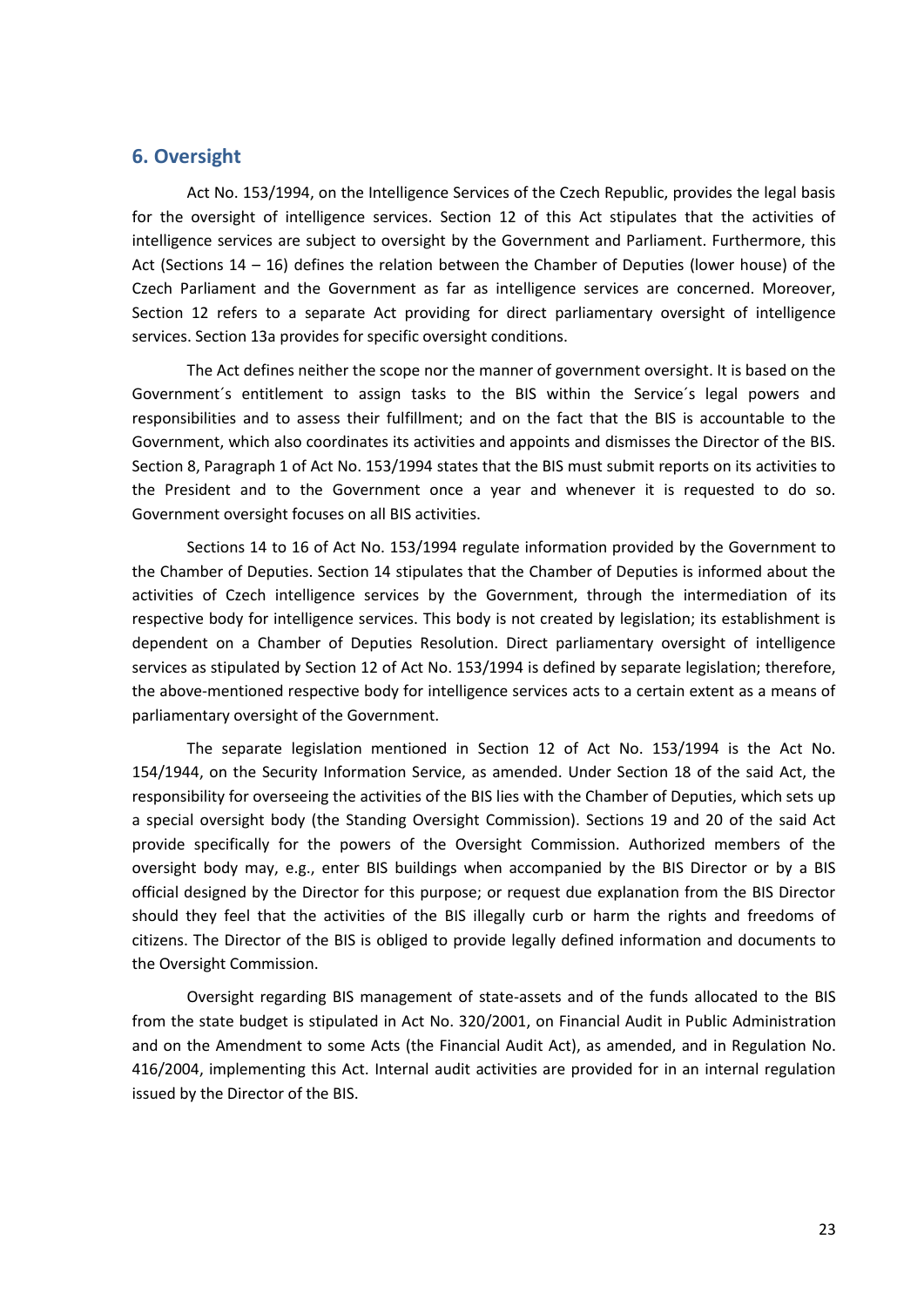## 6. Oversight

Act No. 153/1994, on the Intelligence Services of the Czech Republic, provides the legal basis for the oversight of intelligence services. Section 12 of this Act stipulates that the activities of intelligence services are subject to oversight by the Government and Parliament. Furthermore, this Act (Sections 14 – 16) defines the relation between the Chamber of Deputies (lower house) of the Czech Parliament and the Government as far as intelligence services are concerned. Moreover, Section 12 refers to a separate Act providing for direct parliamentary oversight of intelligence services. Section 13a provides for specific oversight conditions.

The Act defines neither the scope nor the manner of government oversight. It is based on the Government´s entitlement to assign tasks to the BIS within the Service´s legal powers and responsibilities and to assess their fulfillment; and on the fact that the BIS is accountable to the Government, which also coordinates its activities and appoints and dismisses the Director of the BIS. Section 8, Paragraph 1 of Act No. 153/1994 states that the BIS must submit reports on its activities to the President and to the Government once a year and whenever it is requested to do so. Government oversight focuses on all BIS activities.

Sections 14 to 16 of Act No. 153/1994 regulate information provided by the Government to the Chamber of Deputies. Section 14 stipulates that the Chamber of Deputies is informed about the activities of Czech intelligence services by the Government, through the intermediation of its respective body for intelligence services. This body is not created by legislation; its establishment is dependent on a Chamber of Deputies Resolution. Direct parliamentary oversight of intelligence services as stipulated by Section 12 of Act No. 153/1994 is defined by separate legislation; therefore, the above-mentioned respective body for intelligence services acts to a certain extent as a means of parliamentary oversight of the Government.

The separate legislation mentioned in Section 12 of Act No. 153/1994 is the Act No. 154/1944, on the Security Information Service, as amended. Under Section 18 of the said Act, the responsibility for overseeing the activities of the BIS lies with the Chamber of Deputies, which sets up a special oversight body (the Standing Oversight Commission). Sections 19 and 20 of the said Act provide specifically for the powers of the Oversight Commission. Authorized members of the oversight body may, e.g., enter BIS buildings when accompanied by the BIS Director or by a BIS official designed by the Director for this purpose; or request due explanation from the BIS Director should they feel that the activities of the BIS illegally curb or harm the rights and freedoms of citizens. The Director of the BIS is obliged to provide legally defined information and documents to the Oversight Commission.

Oversight regarding BIS management of state-assets and of the funds allocated to the BIS from the state budget is stipulated in Act No. 320/2001, on Financial Audit in Public Administration and on the Amendment to some Acts (the Financial Audit Act), as amended, and in Regulation No. 416/2004, implementing this Act. Internal audit activities are provided for in an internal regulation issued by the Director of the BIS.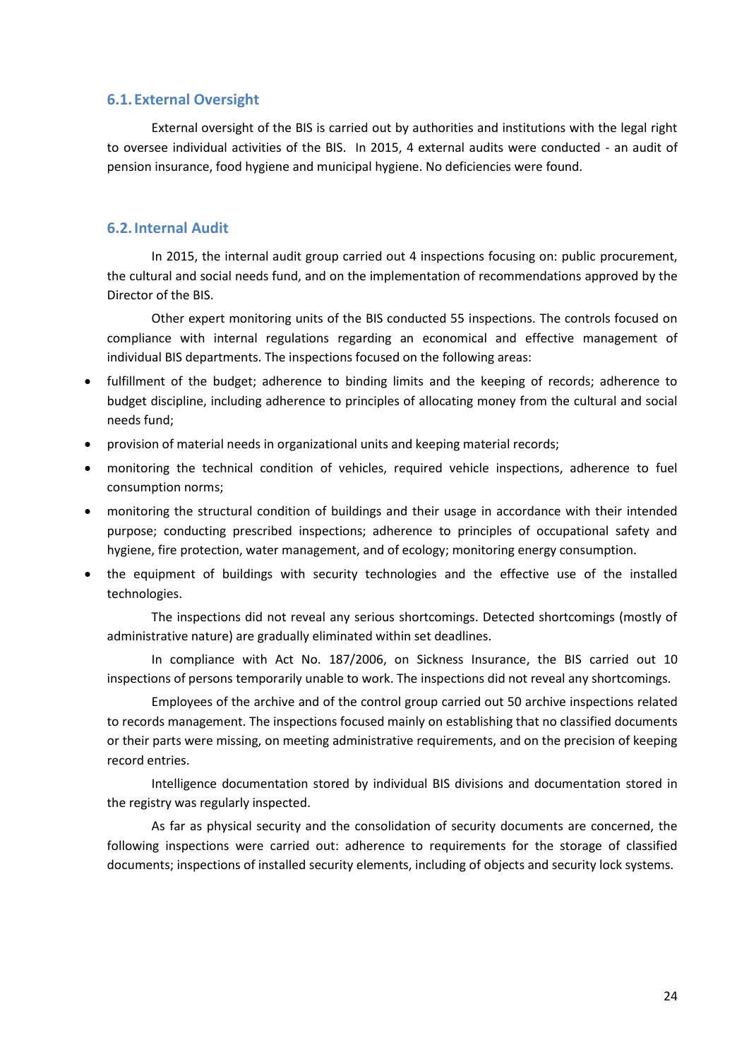## 6.1. External Oversight

External oversight of the BIS is carried out by authorities and institutions with the legal right to oversee individual activities of the BIS. In 2015, 4 external audits were conducted - an audit of pension insurance, food hygiene and municipal hygiene. No deficiencies were found.

## 6.2. Internal Audit

In 2015, the internal audit group carried out 4 inspections focusing on: public procurement, the cultural and social needs fund, and on the implementation of recommendations approved by the Director of the BIS.

Other expert monitoring units of the BIS conducted 55 inspections. The controls focused on compliance with internal regulations regarding an economical and effective management of individual BIS departments. The inspections focused on the following areas:

- fulfillment of the budget; adherence to binding limits and the keeping of records; adherence to budget discipline, including adherence to principles of allocating money from the cultural and social needs fund;
- provision of material needs in organizational units and keeping material records;
- monitoring the technical condition of vehicles, required vehicle inspections, adherence to fuel consumption norms;
- monitoring the structural condition of buildings and their usage in accordance with their intended purpose; conducting prescribed inspections; adherence to principles of occupational safety and hygiene, fire protection, water management, and of ecology; monitoring energy consumption.
- the equipment of buildings with security technologies and the effective use of the installed technologies.

The inspections did not reveal any serious shortcomings. Detected shortcomings (mostly of administrative nature) are gradually eliminated within set deadlines.

In compliance with Act No. 187/2006, on Sickness Insurance, the BIS carried out 10 inspections of persons temporarily unable to work. The inspections did not reveal any shortcomings.

Employees of the archive and of the control group carried out 50 archive inspections related to records management. The inspections focused mainly on establishing that no classified documents or their parts were missing, on meeting administrative requirements, and on the precision of keeping record entries.

Intelligence documentation stored by individual BIS divisions and documentation stored in the registry was regularly inspected.

As far as physical security and the consolidation of security documents are concerned, the following inspections were carried out: adherence to requirements for the storage of classified documents; inspections of installed security elements, including of objects and security lock systems.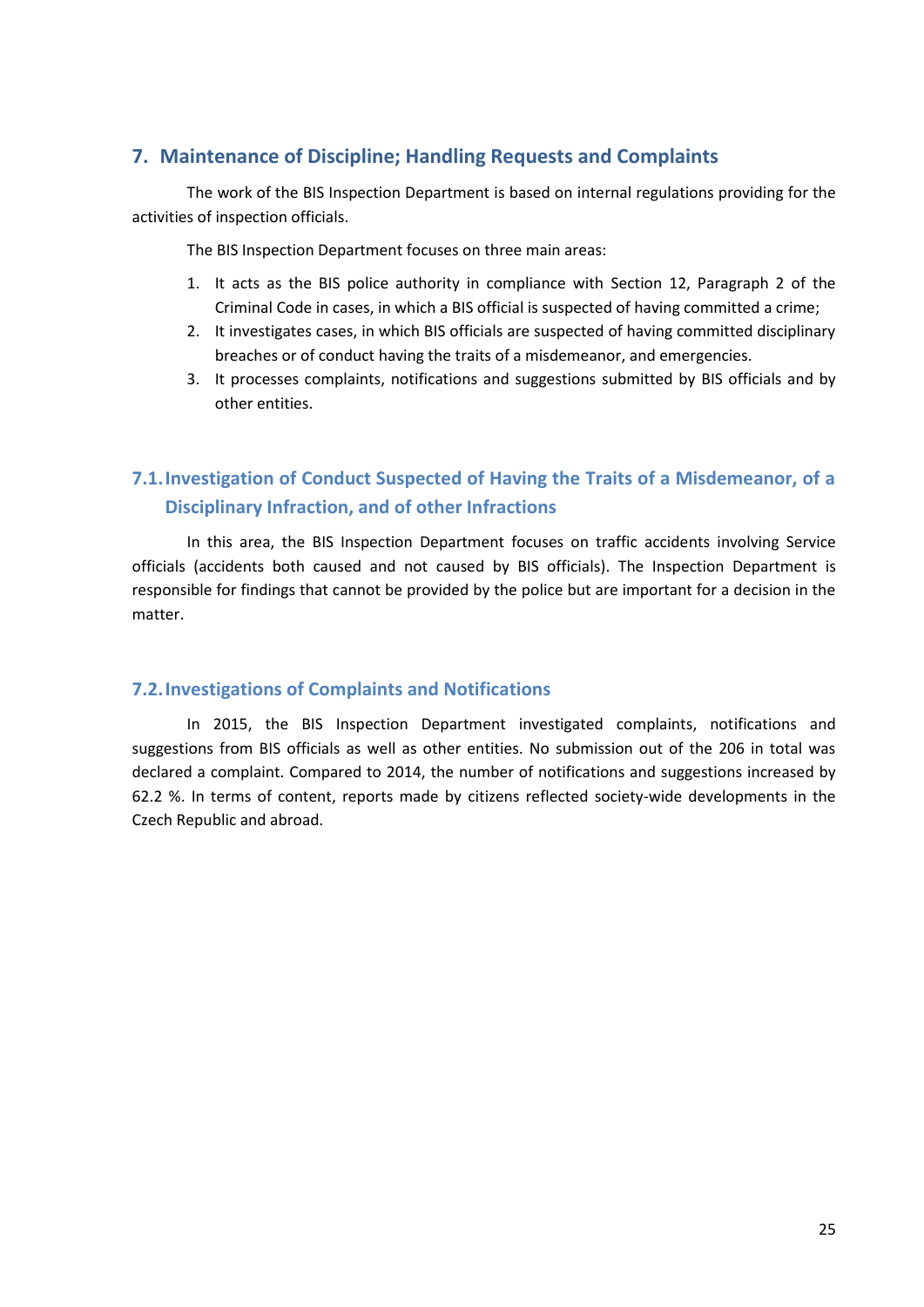## 7. Maintenance of Discipline; Handling Requests and Complaints

The work of the BIS Inspection Department is based on internal regulations providing for the activities of inspection officials.

The BIS Inspection Department focuses on three main areas:

1. It acts as the BIS police authority in compliance with Section 12, Paragraph 2 of the Criminal Code in cases, in which a BIS official is suspected of having committed a crime;
2. It investigates cases, in which BIS officials are suspected of having committed disciplinary breaches or of conduct having the traits of a misdemeanor, and emergencies.
3. It processes complaints, notifications and suggestions submitted by BIS officials and by other entities.

### 7.1. Investigation of Conduct Suspected of Having the Traits of a Misdemeanor, of a Disciplinary Infraction, and of other Infractions

In this area, the BIS Inspection Department focuses on traffic accidents involving Service officials (accidents both caused and not caused by BIS officials). The Inspection Department is responsible for findings that cannot be provided by the police but are important for a decision in the matter.

### 7.2. Investigations of Complaints and Notifications

In 2015, the BIS Inspection Department investigated complaints, notifications and suggestions from BIS officials as well as other entities. No submission out of the 206 in total was declared a complaint. Compared to 2014, the number of notifications and suggestions increased by 62.2 %. In terms of content, reports made by citizens reflected society-wide developments in the Czech Republic and abroad.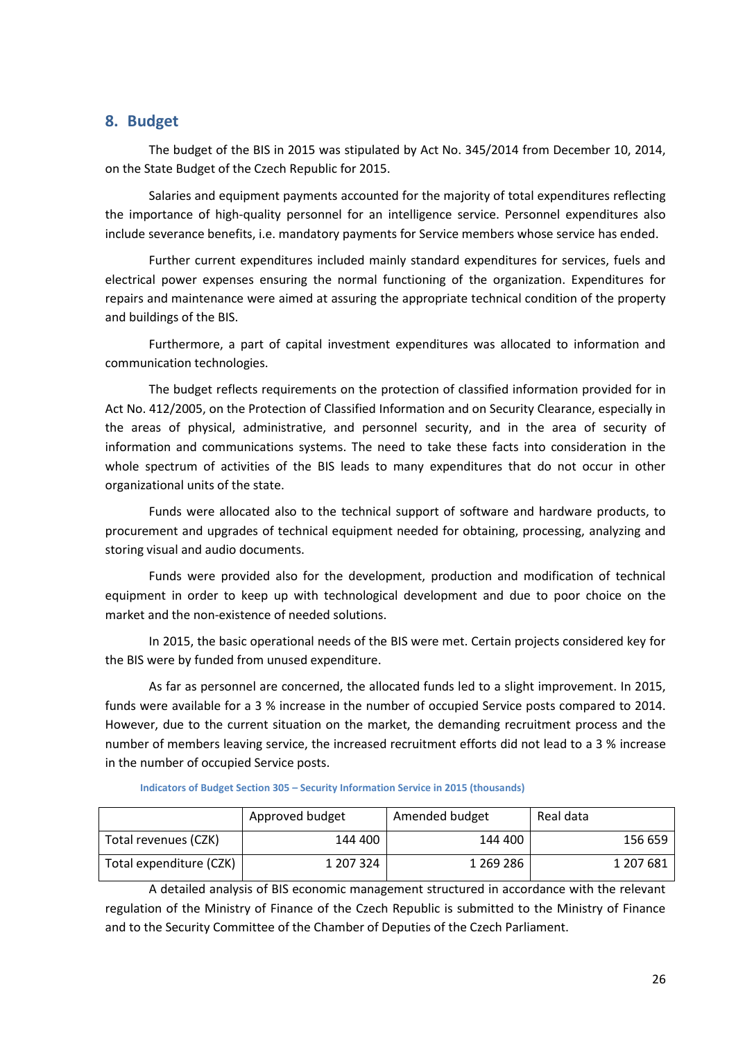## 8. Budget

The budget of the BIS in 2015 was stipulated by Act No. 345/2014 from December 10, 2014, on the State Budget of the Czech Republic for 2015.

Salaries and equipment payments accounted for the majority of total expenditures reflecting the importance of high-quality personnel for an intelligence service. Personnel expenditures also include severance benefits, i.e. mandatory payments for Service members whose service has ended.

Further current expenditures included mainly standard expenditures for services, fuels and electrical power expenses ensuring the normal functioning of the organization. Expenditures for repairs and maintenance were aimed at assuring the appropriate technical condition of the property and buildings of the BIS.

Furthermore, a part of capital investment expenditures was allocated to information and communication technologies.

The budget reflects requirements on the protection of classified information provided for in Act No. 412/2005, on the Protection of Classified Information and on Security Clearance, especially in the areas of physical, administrative, and personnel security, and in the area of security of information and communications systems. The need to take these facts into consideration in the whole spectrum of activities of the BIS leads to many expenditures that do not occur in other organizational units of the state.

Funds were allocated also to the technical support of software and hardware products, to procurement and upgrades of technical equipment needed for obtaining, processing, analyzing and storing visual and audio documents.

Funds were provided also for the development, production and modification of technical equipment in order to keep up with technological development and due to poor choice on the market and the non-existence of needed solutions.

In 2015, the basic operational needs of the BIS were met. Certain projects considered key for the BIS were by funded from unused expenditure.

As far as personnel are concerned, the allocated funds led to a slight improvement. In 2015, funds were available for a 3 % increase in the number of occupied Service posts compared to 2014. However, due to the current situation on the market, the demanding recruitment process and the number of members leaving service, the increased recruitment efforts did not lead to a 3 % increase in the number of occupied Service posts.

**Indicators of Budget Section 305 – Security Information Service in 2015 (thousands)**

| | Approved budget | Amended budget | Real data |
|---|---|---|---|
| Total revenues (CZK) | 144 400 | 144 400 | 156 659 |
| Total expenditure (CZK) | 1 207 324 | 1 269 286 | 1 207 681 |

A detailed analysis of BIS economic management structured in accordance with the relevant regulation of the Ministry of Finance of the Czech Republic is submitted to the Ministry of Finance and to the Security Committee of the Chamber of Deputies of the Czech Parliament.